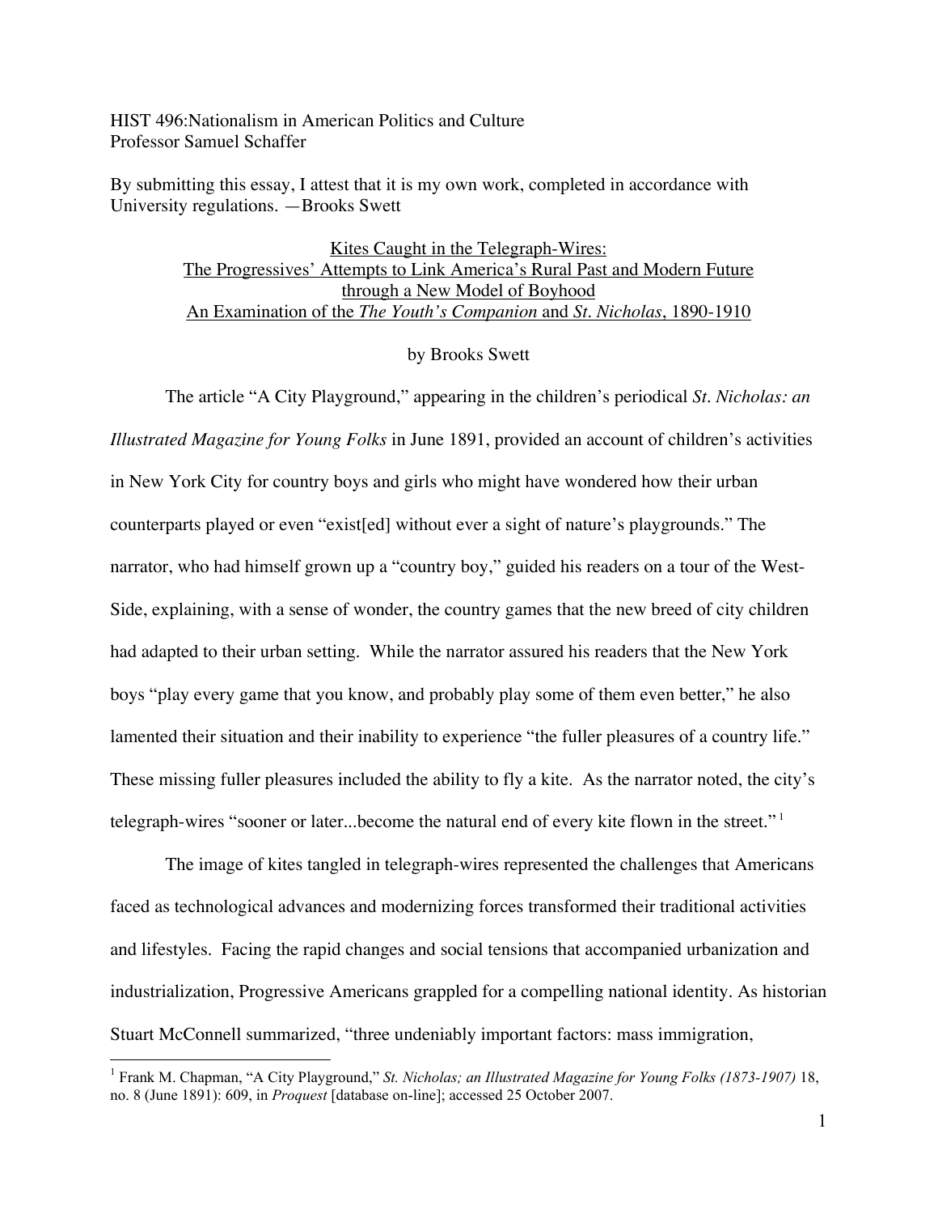HIST 496:Nationalism in American Politics and Culture
Professor Samuel Schaffer

By submitting this essay, I attest that it is my own work, completed in accordance with University regulations. —Brooks Swett

# Kites Caught in the Telegraph-Wires: The Progressives' Attempts to Link America's Rural Past and Modern Future through a New Model of Boyhood An Examination of the *The Youth's Companion* and *St. Nicholas*, 1890-1910

by Brooks Swett

The article "A City Playground," appearing in the children's periodical *St. Nicholas: an Illustrated Magazine for Young Folks* in June 1891, provided an account of children's activities in New York City for country boys and girls who might have wondered how their urban counterparts played or even "exist[ed] without ever a sight of nature's playgrounds." The narrator, who had himself grown up a "country boy," guided his readers on a tour of the West-Side, explaining, with a sense of wonder, the country games that the new breed of city children had adapted to their urban setting. While the narrator assured his readers that the New York boys "play every game that you know, and probably play some of them even better," he also lamented their situation and their inability to experience "the fuller pleasures of a country life." These missing fuller pleasures included the ability to fly a kite. As the narrator noted, the city's telegraph-wires "sooner or later...become the natural end of every kite flown in the street." [1]

The image of kites tangled in telegraph-wires represented the challenges that Americans faced as technological advances and modernizing forces transformed their traditional activities and lifestyles. Facing the rapid changes and social tensions that accompanied urbanization and industrialization, Progressive Americans grappled for a compelling national identity. As historian Stuart McConnell summarized, "three undeniably important factors: mass immigration,

[1] Frank M. Chapman, "A City Playground," *St. Nicholas; an Illustrated Magazine for Young Folks (1873-1907)* 18, no. 8 (June 1891): 609, in *Proquest* [database on-line]; accessed 25 October 2007.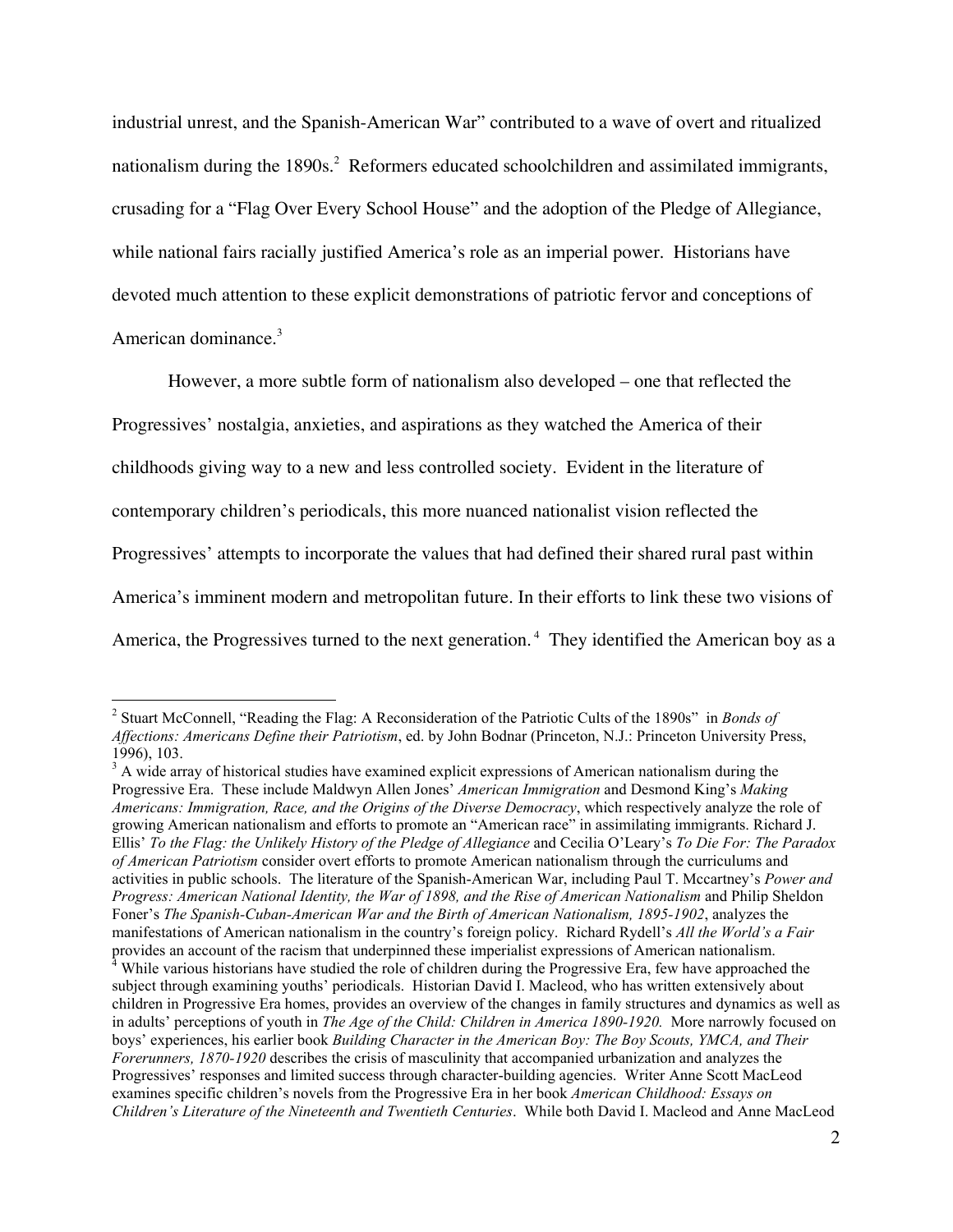industrial unrest, and the Spanish-American War" contributed to a wave of overt and ritualized nationalism during the 1890s.[2] Reformers educated schoolchildren and assimilated immigrants, crusading for a "Flag Over Every School House" and the adoption of the Pledge of Allegiance, while national fairs racially justified America's role as an imperial power. Historians have devoted much attention to these explicit demonstrations of patriotic fervor and conceptions of American dominance.[3]

However, a more subtle form of nationalism also developed – one that reflected the Progressives' nostalgia, anxieties, and aspirations as they watched the America of their childhoods giving way to a new and less controlled society. Evident in the literature of contemporary children's periodicals, this more nuanced nationalist vision reflected the Progressives' attempts to incorporate the values that had defined their shared rural past within America's imminent modern and metropolitan future. In their efforts to link these two visions of America, the Progressives turned to the next generation.[4] They identified the American boy as a

---

[2] Stuart McConnell, "Reading the Flag: A Reconsideration of the Patriotic Cults of the 1890s" in *Bonds of Affections: Americans Define their Patriotism*, ed. by John Bodnar (Princeton, N.J.: Princeton University Press, 1996), 103.

[3] A wide array of historical studies have examined explicit expressions of American nationalism during the Progressive Era. These include Maldwyn Allen Jones' *American Immigration* and Desmond King's *Making Americans: Immigration, Race, and the Origins of the Diverse Democracy*, which respectively analyze the role of growing American nationalism and efforts to promote an "American race" in assimilating immigrants. Richard J. Ellis' *To the Flag: the Unlikely History of the Pledge of Allegiance* and Cecilia O'Leary's *To Die For: The Paradox of American Patriotism* consider overt efforts to promote American nationalism through the curriculums and activities in public schools. The literature of the Spanish-American War, including Paul T. Mccartney's *Power and Progress: American National Identity, the War of 1898, and the Rise of American Nationalism* and Philip Sheldon Foner's *The Spanish-Cuban-American War and the Birth of American Nationalism, 1895-1902*, analyzes the manifestations of American nationalism in the country's foreign policy. Richard Rydell's *All the World's a Fair* provides an account of the racism that underpinned these imperialist expressions of American nationalism.

[4] While various historians have studied the role of children during the Progressive Era, few have approached the subject through examining youths' periodicals. Historian David I. Macleod, who has written extensively about children in Progressive Era homes, provides an overview of the changes in family structures and dynamics as well as in adults' perceptions of youth in *The Age of the Child: Children in America 1890-1920.* More narrowly focused on boys' experiences, his earlier book *Building Character in the American Boy: The Boy Scouts, YMCA, and Their Forerunners, 1870-1920* describes the crisis of masculinity that accompanied urbanization and analyzes the Progressives' responses and limited success through character-building agencies. Writer Anne Scott MacLeod examines specific children's novels from the Progressive Era in her book *American Childhood: Essays on Children's Literature of the Nineteenth and Twentieth Centuries*. While both David I. Macleod and Anne MacLeod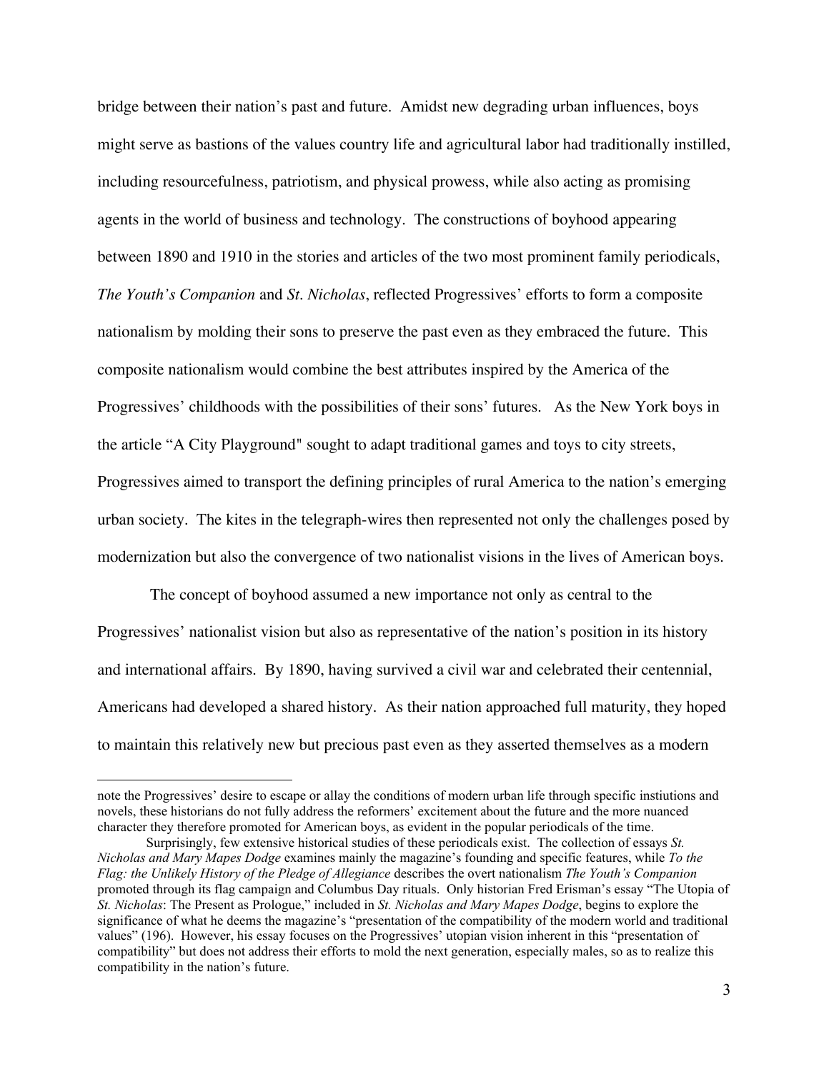bridge between their nation's past and future. Amidst new degrading urban influences, boys might serve as bastions of the values country life and agricultural labor had traditionally instilled, including resourcefulness, patriotism, and physical prowess, while also acting as promising agents in the world of business and technology. The constructions of boyhood appearing between 1890 and 1910 in the stories and articles of the two most prominent family periodicals, *The Youth's Companion* and *St. Nicholas*, reflected Progressives' efforts to form a composite nationalism by molding their sons to preserve the past even as they embraced the future. This composite nationalism would combine the best attributes inspired by the America of the Progressives' childhoods with the possibilities of their sons' futures. As the New York boys in the article "A City Playground" sought to adapt traditional games and toys to city streets, Progressives aimed to transport the defining principles of rural America to the nation's emerging urban society. The kites in the telegraph-wires then represented not only the challenges posed by modernization but also the convergence of two nationalist visions in the lives of American boys.

The concept of boyhood assumed a new importance not only as central to the Progressives' nationalist vision but also as representative of the nation's position in its history and international affairs. By 1890, having survived a civil war and celebrated their centennial, Americans had developed a shared history. As their nation approached full maturity, they hoped to maintain this relatively new but precious past even as they asserted themselves as a modern

---

note the Progressives' desire to escape or allay the conditions of modern urban life through specific instiutions and novels, these historians do not fully address the reformers' excitement about the future and the more nuanced character they therefore promoted for American boys, as evident in the popular periodicals of the time.

Surprisingly, few extensive historical studies of these periodicals exist. The collection of essays *St. Nicholas and Mary Mapes Dodge* examines mainly the magazine's founding and specific features, while *To the Flag: the Unlikely History of the Pledge of Allegiance* describes the overt nationalism *The Youth's Companion* promoted through its flag campaign and Columbus Day rituals. Only historian Fred Erisman's essay "The Utopia of *St. Nicholas*: The Present as Prologue," included in *St. Nicholas and Mary Mapes Dodge*, begins to explore the significance of what he deems the magazine's "presentation of the compatibility of the modern world and traditional values" (196). However, his essay focuses on the Progressives' utopian vision inherent in this "presentation of compatibility" but does not address their efforts to mold the next generation, especially males, so as to realize this compatibility in the nation's future.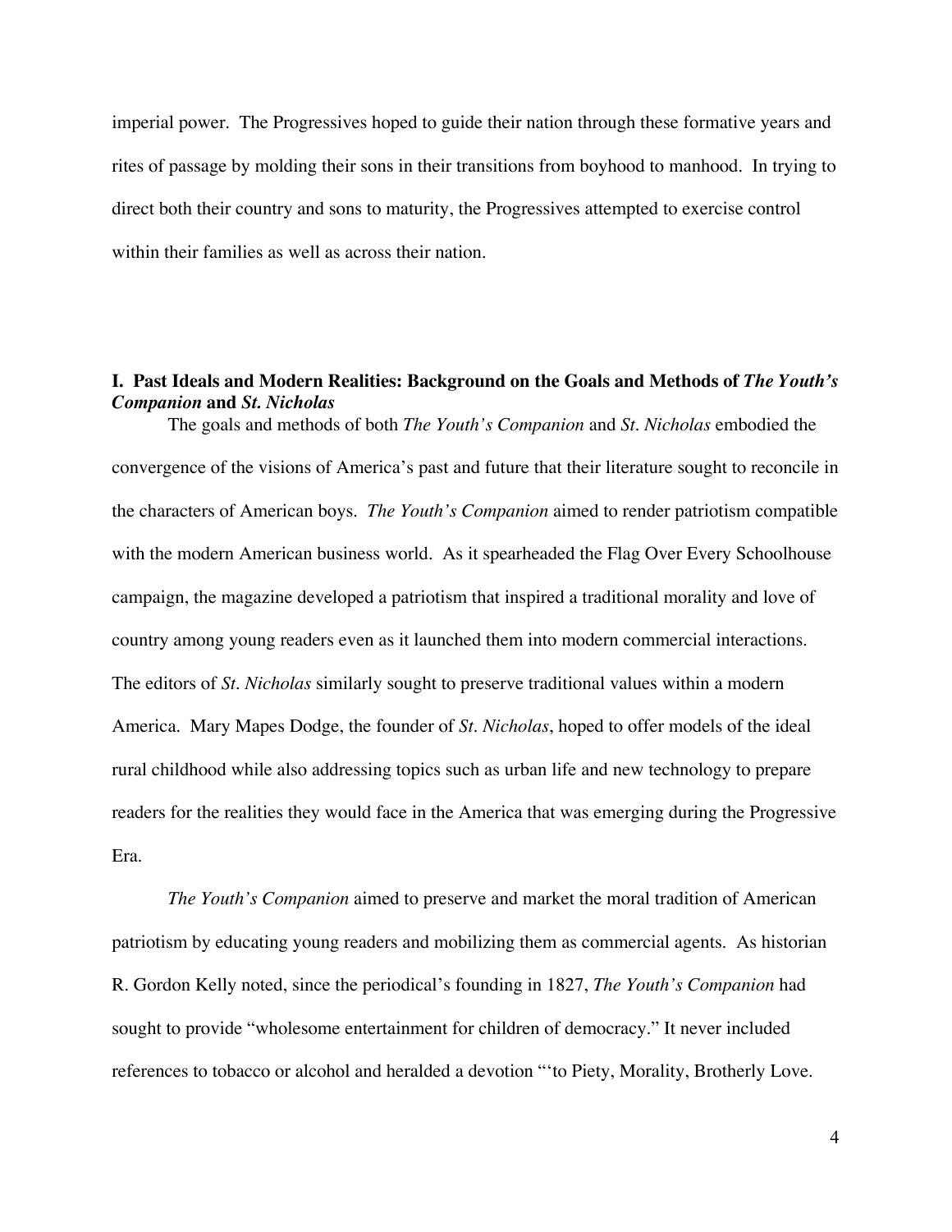imperial power. The Progressives hoped to guide their nation through these formative years and rites of passage by molding their sons in their transitions from boyhood to manhood. In trying to direct both their country and sons to maturity, the Progressives attempted to exercise control within their families as well as across their nation.

## I. Past Ideals and Modern Realities: Background on the Goals and Methods of *The Youth's Companion* and *St. Nicholas*

The goals and methods of both *The Youth's Companion* and *St. Nicholas* embodied the convergence of the visions of America's past and future that their literature sought to reconcile in the characters of American boys. *The Youth's Companion* aimed to render patriotism compatible with the modern American business world. As it spearheaded the Flag Over Every Schoolhouse campaign, the magazine developed a patriotism that inspired a traditional morality and love of country among young readers even as it launched them into modern commercial interactions. The editors of *St. Nicholas* similarly sought to preserve traditional values within a modern America. Mary Mapes Dodge, the founder of *St. Nicholas*, hoped to offer models of the ideal rural childhood while also addressing topics such as urban life and new technology to prepare readers for the realities they would face in the America that was emerging during the Progressive Era.

*The Youth's Companion* aimed to preserve and market the moral tradition of American patriotism by educating young readers and mobilizing them as commercial agents. As historian R. Gordon Kelly noted, since the periodical's founding in 1827, *The Youth's Companion* had sought to provide "wholesome entertainment for children of democracy." It never included references to tobacco or alcohol and heralded a devotion "'to Piety, Morality, Brotherly Love.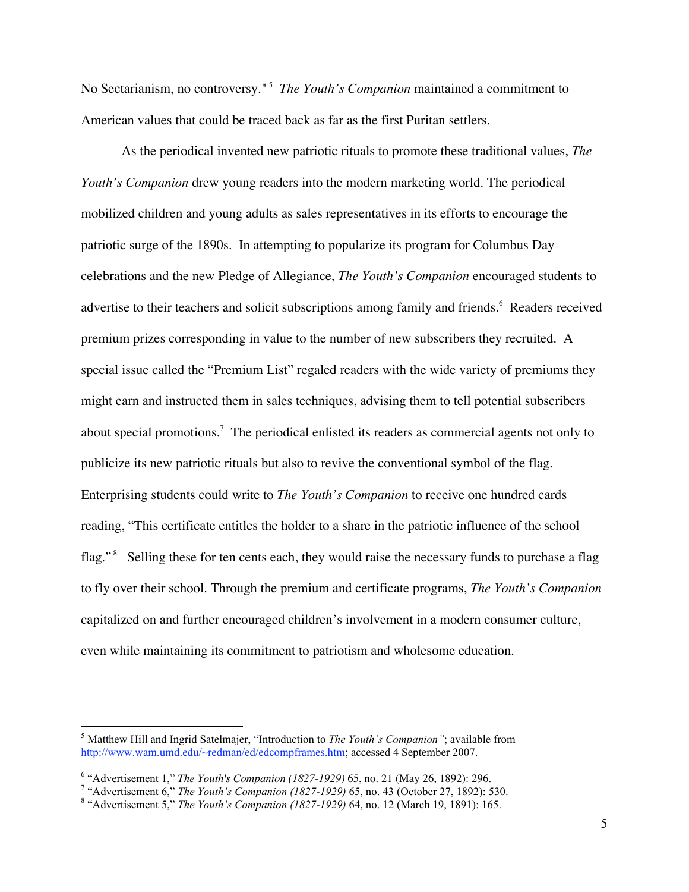No Sectarianism, no controversy."[5] *The Youth's Companion* maintained a commitment to American values that could be traced back as far as the first Puritan settlers.

As the periodical invented new patriotic rituals to promote these traditional values, *The Youth's Companion* drew young readers into the modern marketing world. The periodical mobilized children and young adults as sales representatives in its efforts to encourage the patriotic surge of the 1890s. In attempting to popularize its program for Columbus Day celebrations and the new Pledge of Allegiance, *The Youth's Companion* encouraged students to advertise to their teachers and solicit subscriptions among family and friends.[6] Readers received premium prizes corresponding in value to the number of new subscribers they recruited. A special issue called the "Premium List" regaled readers with the wide variety of premiums they might earn and instructed them in sales techniques, advising them to tell potential subscribers about special promotions.[7] The periodical enlisted its readers as commercial agents not only to publicize its new patriotic rituals but also to revive the conventional symbol of the flag. Enterprising students could write to *The Youth's Companion* to receive one hundred cards reading, "This certificate entitles the holder to a share in the patriotic influence of the school flag."[8] Selling these for ten cents each, they would raise the necessary funds to purchase a flag to fly over their school. Through the premium and certificate programs, *The Youth's Companion* capitalized on and further encouraged children's involvement in a modern consumer culture, even while maintaining its commitment to patriotism and wholesome education.

---

[5] Matthew Hill and Ingrid Satelmajer, "Introduction to *The Youth's Companion"*; available from http://www.wam.umd.edu/~redman/ed/edcompframes.htm; accessed 4 September 2007.

[6] "Advertisement 1," *The Youth's Companion (1827-1929)* 65, no. 21 (May 26, 1892): 296.

[7] "Advertisement 6," *The Youth's Companion (1827-1929)* 65, no. 43 (October 27, 1892): 530.

[8] "Advertisement 5," *The Youth's Companion (1827-1929)* 64, no. 12 (March 19, 1891): 165.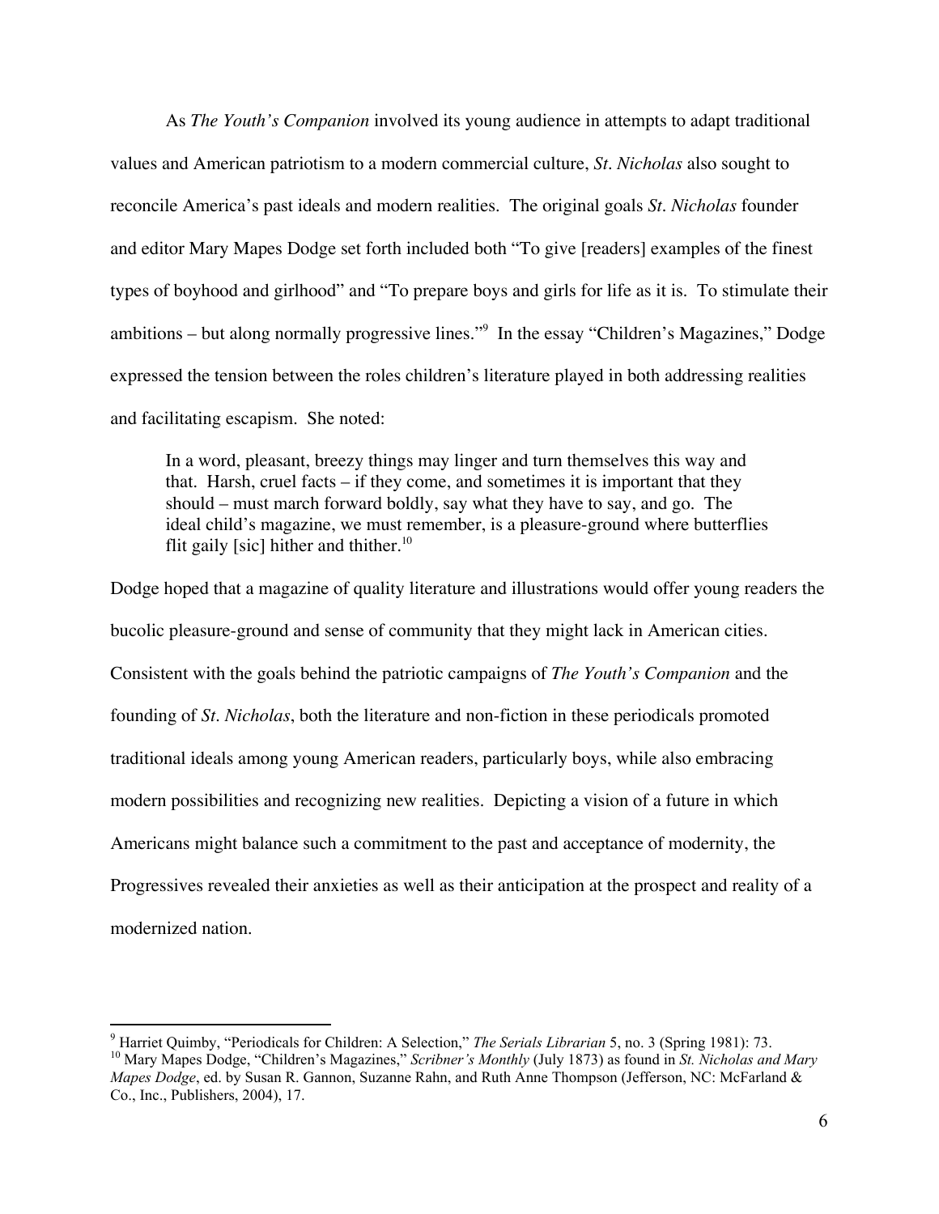As *The Youth's Companion* involved its young audience in attempts to adapt traditional values and American patriotism to a modern commercial culture, *St. Nicholas* also sought to reconcile America's past ideals and modern realities. The original goals *St. Nicholas* founder and editor Mary Mapes Dodge set forth included both "To give [readers] examples of the finest types of boyhood and girlhood" and "To prepare boys and girls for life as it is. To stimulate their ambitions – but along normally progressive lines."[9] In the essay "Children's Magazines," Dodge expressed the tension between the roles children's literature played in both addressing realities and facilitating escapism. She noted:

> In a word, pleasant, breezy things may linger and turn themselves this way and that. Harsh, cruel facts – if they come, and sometimes it is important that they should – must march forward boldly, say what they have to say, and go. The ideal child's magazine, we must remember, is a pleasure-ground where butterflies flit gaily [sic] hither and thither.[10]

Dodge hoped that a magazine of quality literature and illustrations would offer young readers the bucolic pleasure-ground and sense of community that they might lack in American cities. Consistent with the goals behind the patriotic campaigns of *The Youth's Companion* and the founding of *St. Nicholas*, both the literature and non-fiction in these periodicals promoted traditional ideals among young American readers, particularly boys, while also embracing modern possibilities and recognizing new realities. Depicting a vision of a future in which Americans might balance such a commitment to the past and acceptance of modernity, the Progressives revealed their anxieties as well as their anticipation at the prospect and reality of a modernized nation.

---

[9] Harriet Quimby, "Periodicals for Children: A Selection," *The Serials Librarian* 5, no. 3 (Spring 1981): 73.

[10] Mary Mapes Dodge, "Children's Magazines," *Scribner's Monthly* (July 1873) as found in *St. Nicholas and Mary Mapes Dodge*, ed. by Susan R. Gannon, Suzanne Rahn, and Ruth Anne Thompson (Jefferson, NC: McFarland & Co., Inc., Publishers, 2004), 17.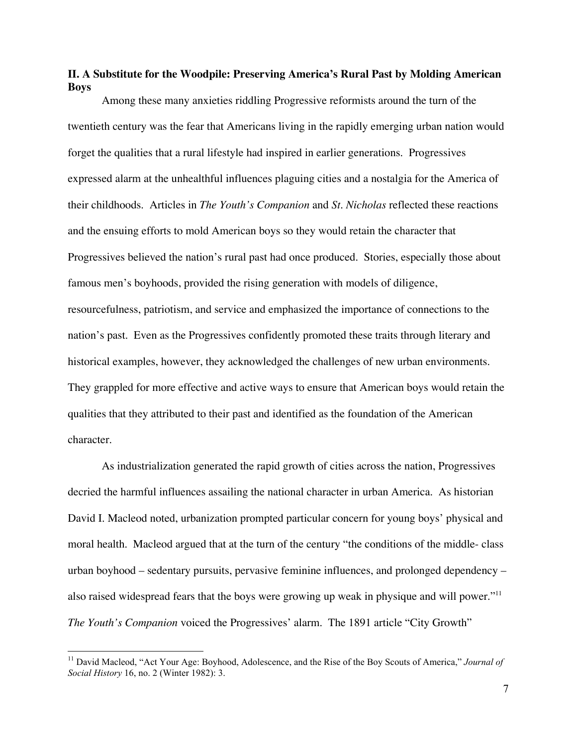## II. A Substitute for the Woodpile: Preserving America's Rural Past by Molding American Boys

Among these many anxieties riddling Progressive reformists around the turn of the twentieth century was the fear that Americans living in the rapidly emerging urban nation would forget the qualities that a rural lifestyle had inspired in earlier generations. Progressives expressed alarm at the unhealthful influences plaguing cities and a nostalgia for the America of their childhoods. Articles in *The Youth's Companion* and *St. Nicholas* reflected these reactions and the ensuing efforts to mold American boys so they would retain the character that Progressives believed the nation's rural past had once produced. Stories, especially those about famous men's boyhoods, provided the rising generation with models of diligence, resourcefulness, patriotism, and service and emphasized the importance of connections to the nation's past. Even as the Progressives confidently promoted these traits through literary and historical examples, however, they acknowledged the challenges of new urban environments. They grappled for more effective and active ways to ensure that American boys would retain the qualities that they attributed to their past and identified as the foundation of the American character.

As industrialization generated the rapid growth of cities across the nation, Progressives decried the harmful influences assailing the national character in urban America. As historian David I. Macleod noted, urbanization prompted particular concern for young boys' physical and moral health. Macleod argued that at the turn of the century "the conditions of the middle- class urban boyhood – sedentary pursuits, pervasive feminine influences, and prolonged dependency – also raised widespread fears that the boys were growing up weak in physique and will power."[11] *The Youth's Companion* voiced the Progressives' alarm. The 1891 article "City Growth"

---

[11] David Macleod, "Act Your Age: Boyhood, Adolescence, and the Rise of the Boy Scouts of America," *Journal of Social History* 16, no. 2 (Winter 1982): 3.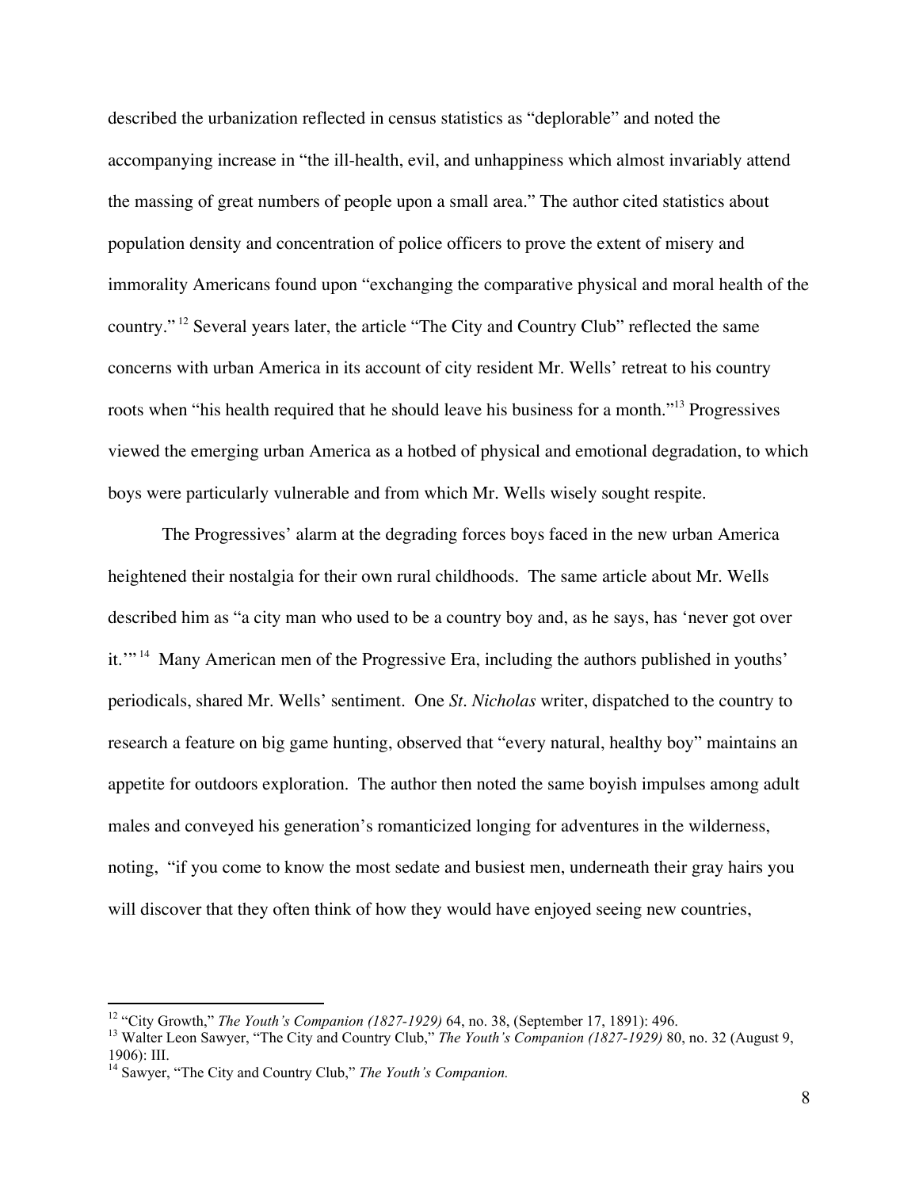described the urbanization reflected in census statistics as "deplorable" and noted the accompanying increase in "the ill-health, evil, and unhappiness which almost invariably attend the massing of great numbers of people upon a small area." The author cited statistics about population density and concentration of police officers to prove the extent of misery and immorality Americans found upon "exchanging the comparative physical and moral health of the country." [12] Several years later, the article "The City and Country Club" reflected the same concerns with urban America in its account of city resident Mr. Wells' retreat to his country roots when "his health required that he should leave his business for a month."[13] Progressives viewed the emerging urban America as a hotbed of physical and emotional degradation, to which boys were particularly vulnerable and from which Mr. Wells wisely sought respite.

The Progressives' alarm at the degrading forces boys faced in the new urban America heightened their nostalgia for their own rural childhoods. The same article about Mr. Wells described him as "a city man who used to be a country boy and, as he says, has 'never got over it.'" [14] Many American men of the Progressive Era, including the authors published in youths' periodicals, shared Mr. Wells' sentiment. One *St. Nicholas* writer, dispatched to the country to research a feature on big game hunting, observed that "every natural, healthy boy" maintains an appetite for outdoors exploration. The author then noted the same boyish impulses among adult males and conveyed his generation's romanticized longing for adventures in the wilderness, noting, "if you come to know the most sedate and busiest men, underneath their gray hairs you will discover that they often think of how they would have enjoyed seeing new countries,

---

[12] "City Growth," *The Youth's Companion (1827-1929)* 64, no. 38, (September 17, 1891): 496.

[13] Walter Leon Sawyer, "The City and Country Club," *The Youth's Companion (1827-1929)* 80, no. 32 (August 9, 1906): III.

[14] Sawyer, "The City and Country Club," *The Youth's Companion.*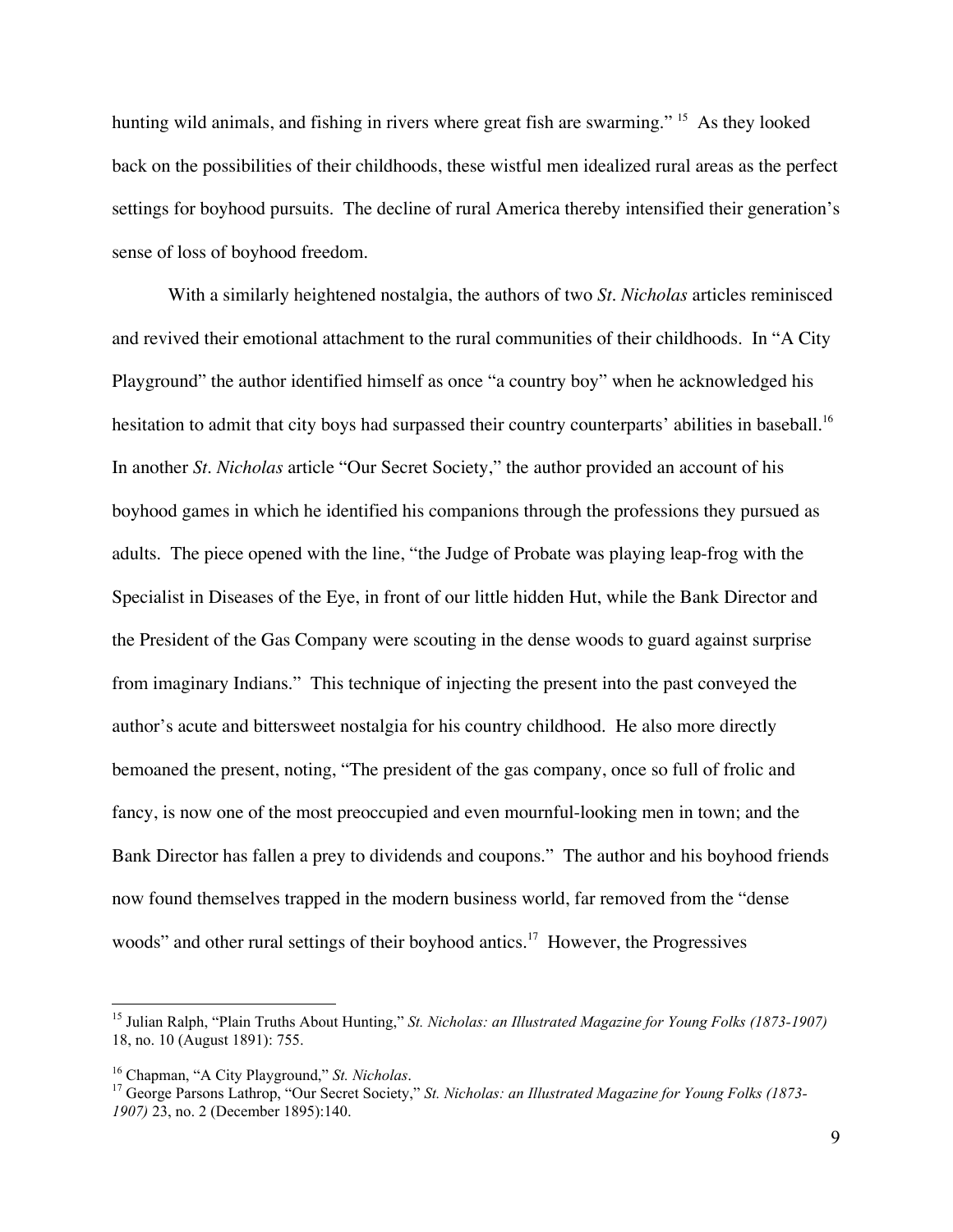hunting wild animals, and fishing in rivers where great fish are swarming." [15] As they looked back on the possibilities of their childhoods, these wistful men idealized rural areas as the perfect settings for boyhood pursuits. The decline of rural America thereby intensified their generation's sense of loss of boyhood freedom.

With a similarly heightened nostalgia, the authors of two *St. Nicholas* articles reminisced and revived their emotional attachment to the rural communities of their childhoods. In "A City Playground" the author identified himself as once "a country boy" when he acknowledged his hesitation to admit that city boys had surpassed their country counterparts' abilities in baseball.[16] In another *St. Nicholas* article "Our Secret Society," the author provided an account of his boyhood games in which he identified his companions through the professions they pursued as adults. The piece opened with the line, "the Judge of Probate was playing leap-frog with the Specialist in Diseases of the Eye, in front of our little hidden Hut, while the Bank Director and the President of the Gas Company were scouting in the dense woods to guard against surprise from imaginary Indians." This technique of injecting the present into the past conveyed the author's acute and bittersweet nostalgia for his country childhood. He also more directly bemoaned the present, noting, "The president of the gas company, once so full of frolic and fancy, is now one of the most preoccupied and even mournful-looking men in town; and the Bank Director has fallen a prey to dividends and coupons." The author and his boyhood friends now found themselves trapped in the modern business world, far removed from the "dense woods" and other rural settings of their boyhood antics.[17] However, the Progressives

---

[15] Julian Ralph, "Plain Truths About Hunting," *St. Nicholas: an Illustrated Magazine for Young Folks (1873-1907)* 18, no. 10 (August 1891): 755.

[16] Chapman, "A City Playground," *St. Nicholas*.

[17] George Parsons Lathrop, "Our Secret Society," *St. Nicholas: an Illustrated Magazine for Young Folks (1873-1907)* 23, no. 2 (December 1895):140.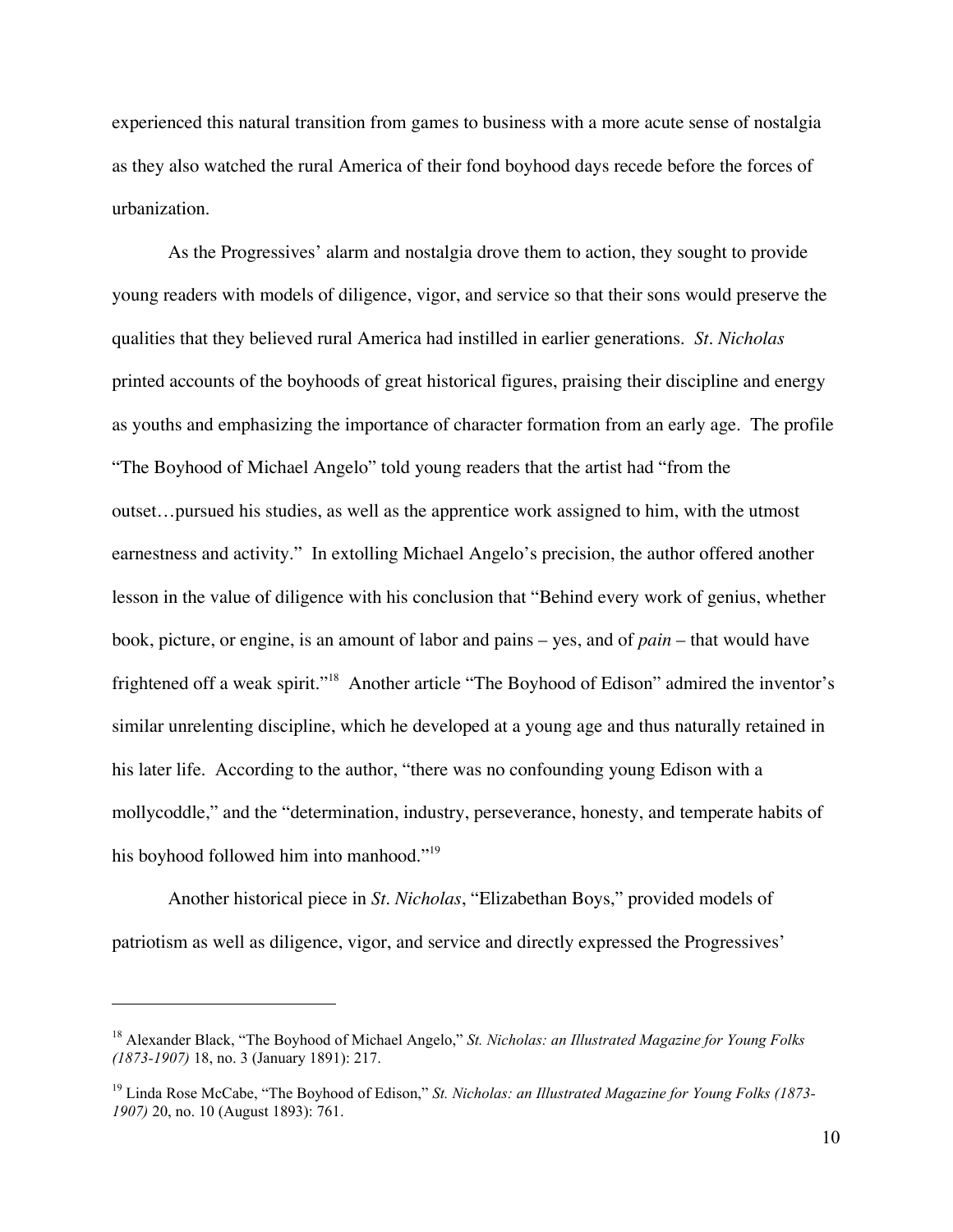experienced this natural transition from games to business with a more acute sense of nostalgia as they also watched the rural America of their fond boyhood days recede before the forces of urbanization.

As the Progressives' alarm and nostalgia drove them to action, they sought to provide young readers with models of diligence, vigor, and service so that their sons would preserve the qualities that they believed rural America had instilled in earlier generations. *St. Nicholas* printed accounts of the boyhoods of great historical figures, praising their discipline and energy as youths and emphasizing the importance of character formation from an early age. The profile "The Boyhood of Michael Angelo" told young readers that the artist had "from the outset…pursued his studies, as well as the apprentice work assigned to him, with the utmost earnestness and activity." In extolling Michael Angelo's precision, the author offered another lesson in the value of diligence with his conclusion that "Behind every work of genius, whether book, picture, or engine, is an amount of labor and pains – yes, and of *pain* – that would have frightened off a weak spirit."[18] Another article "The Boyhood of Edison" admired the inventor's similar unrelenting discipline, which he developed at a young age and thus naturally retained in his later life. According to the author, "there was no confounding young Edison with a mollycoddle," and the "determination, industry, perseverance, honesty, and temperate habits of his boyhood followed him into manhood."[19]

Another historical piece in *St. Nicholas*, "Elizabethan Boys," provided models of patriotism as well as diligence, vigor, and service and directly expressed the Progressives'

---

[18] Alexander Black, "The Boyhood of Michael Angelo," *St. Nicholas: an Illustrated Magazine for Young Folks (1873-1907)* 18, no. 3 (January 1891): 217.

[19] Linda Rose McCabe, "The Boyhood of Edison," *St. Nicholas: an Illustrated Magazine for Young Folks (1873-1907)* 20, no. 10 (August 1893): 761.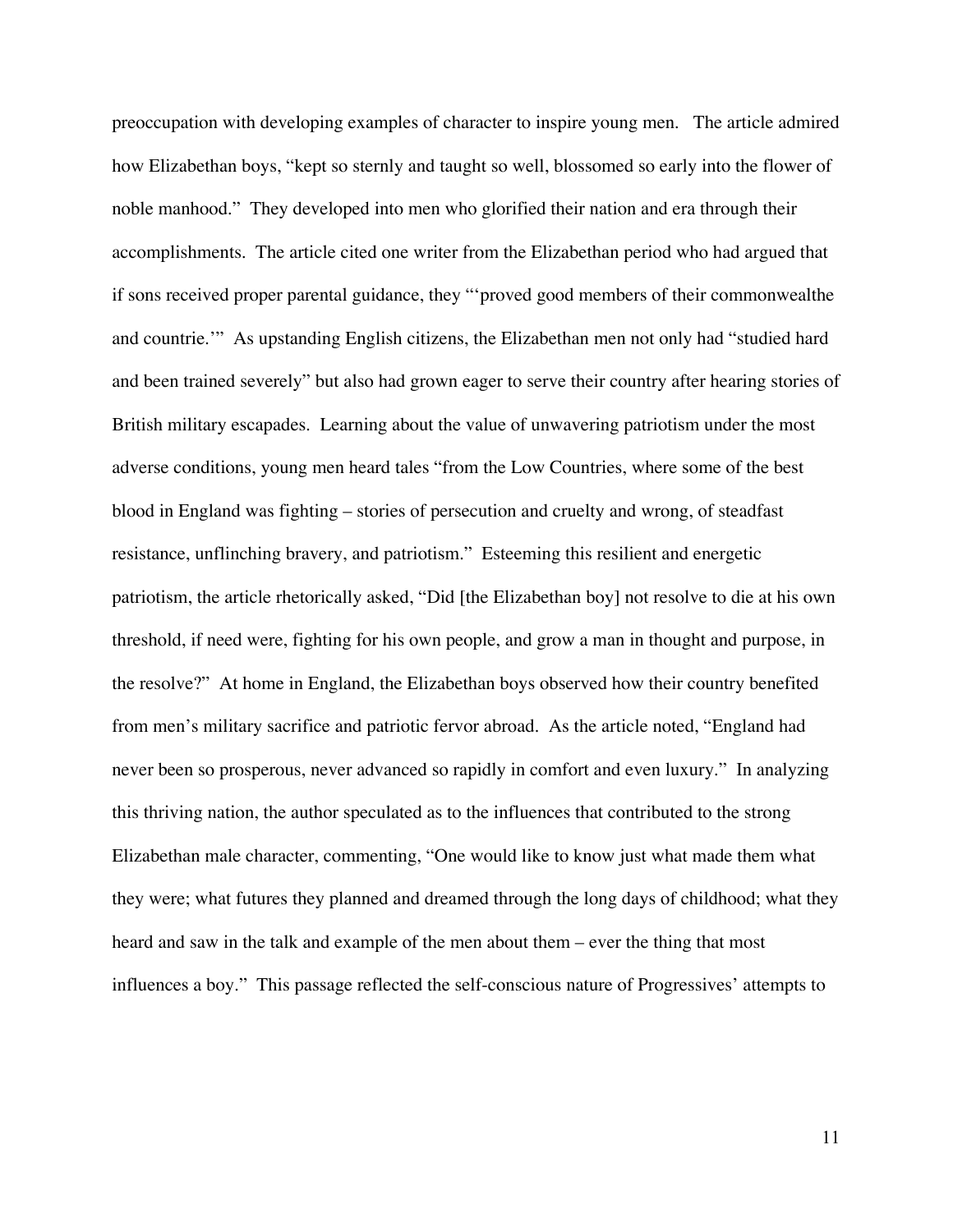preoccupation with developing examples of character to inspire young men. The article admired how Elizabethan boys, "kept so sternly and taught so well, blossomed so early into the flower of noble manhood." They developed into men who glorified their nation and era through their accomplishments. The article cited one writer from the Elizabethan period who had argued that if sons received proper parental guidance, they "'proved good members of their commonwealthe and countrie.'" As upstanding English citizens, the Elizabethan men not only had "studied hard and been trained severely" but also had grown eager to serve their country after hearing stories of British military escapades. Learning about the value of unwavering patriotism under the most adverse conditions, young men heard tales "from the Low Countries, where some of the best blood in England was fighting – stories of persecution and cruelty and wrong, of steadfast resistance, unflinching bravery, and patriotism." Esteeming this resilient and energetic patriotism, the article rhetorically asked, "Did [the Elizabethan boy] not resolve to die at his own threshold, if need were, fighting for his own people, and grow a man in thought and purpose, in the resolve?" At home in England, the Elizabethan boys observed how their country benefited from men's military sacrifice and patriotic fervor abroad. As the article noted, "England had never been so prosperous, never advanced so rapidly in comfort and even luxury." In analyzing this thriving nation, the author speculated as to the influences that contributed to the strong Elizabethan male character, commenting, "One would like to know just what made them what they were; what futures they planned and dreamed through the long days of childhood; what they heard and saw in the talk and example of the men about them – ever the thing that most influences a boy." This passage reflected the self-conscious nature of Progressives' attempts to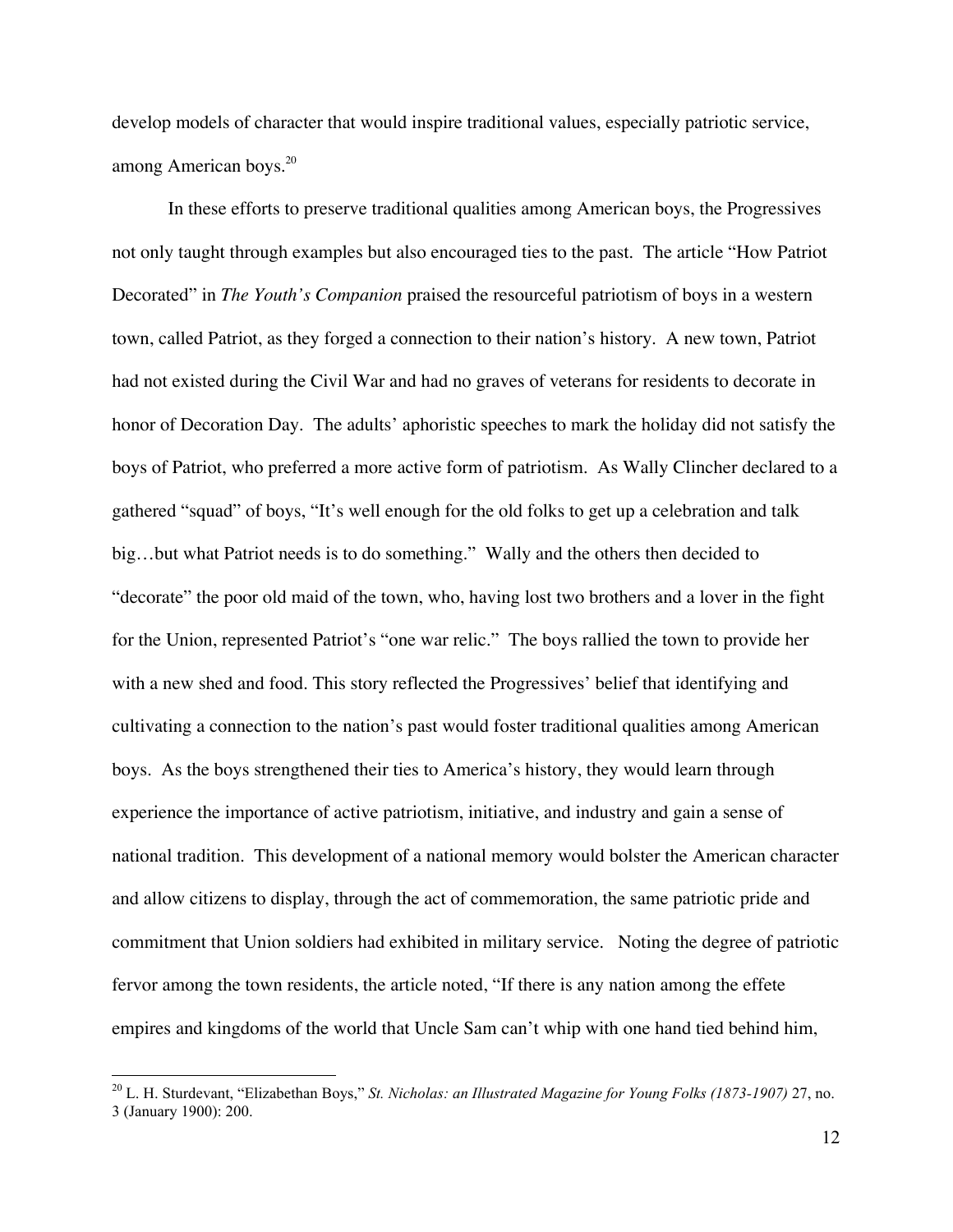develop models of character that would inspire traditional values, especially patriotic service, among American boys.[20]

In these efforts to preserve traditional qualities among American boys, the Progressives not only taught through examples but also encouraged ties to the past. The article "How Patriot Decorated" in *The Youth's Companion* praised the resourceful patriotism of boys in a western town, called Patriot, as they forged a connection to their nation's history. A new town, Patriot had not existed during the Civil War and had no graves of veterans for residents to decorate in honor of Decoration Day. The adults' aphoristic speeches to mark the holiday did not satisfy the boys of Patriot, who preferred a more active form of patriotism. As Wally Clincher declared to a gathered "squad" of boys, "It's well enough for the old folks to get up a celebration and talk big…but what Patriot needs is to do something." Wally and the others then decided to "decorate" the poor old maid of the town, who, having lost two brothers and a lover in the fight for the Union, represented Patriot's "one war relic." The boys rallied the town to provide her with a new shed and food. This story reflected the Progressives' belief that identifying and cultivating a connection to the nation's past would foster traditional qualities among American boys. As the boys strengthened their ties to America's history, they would learn through experience the importance of active patriotism, initiative, and industry and gain a sense of national tradition. This development of a national memory would bolster the American character and allow citizens to display, through the act of commemoration, the same patriotic pride and commitment that Union soldiers had exhibited in military service. Noting the degree of patriotic fervor among the town residents, the article noted, "If there is any nation among the effete empires and kingdoms of the world that Uncle Sam can't whip with one hand tied behind him,

---

[20] L. H. Sturdevant, "Elizabethan Boys," *St. Nicholas: an Illustrated Magazine for Young Folks (1873-1907)* 27, no. 3 (January 1900): 200.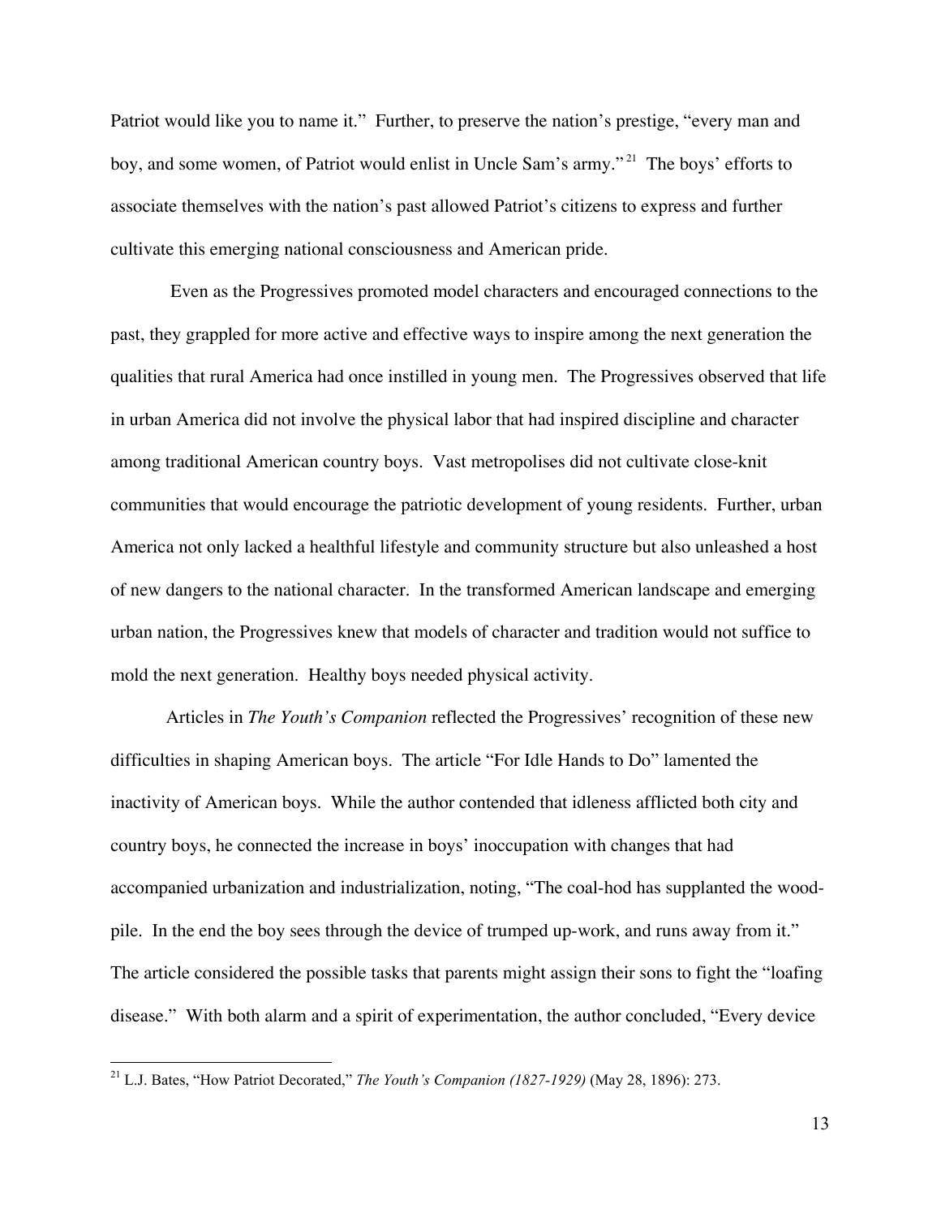Patriot would like you to name it." Further, to preserve the nation's prestige, "every man and boy, and some women, of Patriot would enlist in Uncle Sam's army."[21] The boys' efforts to associate themselves with the nation's past allowed Patriot's citizens to express and further cultivate this emerging national consciousness and American pride.

Even as the Progressives promoted model characters and encouraged connections to the past, they grappled for more active and effective ways to inspire among the next generation the qualities that rural America had once instilled in young men. The Progressives observed that life in urban America did not involve the physical labor that had inspired discipline and character among traditional American country boys. Vast metropolises did not cultivate close-knit communities that would encourage the patriotic development of young residents. Further, urban America not only lacked a healthful lifestyle and community structure but also unleashed a host of new dangers to the national character. In the transformed American landscape and emerging urban nation, the Progressives knew that models of character and tradition would not suffice to mold the next generation. Healthy boys needed physical activity.

Articles in *The Youth's Companion* reflected the Progressives' recognition of these new difficulties in shaping American boys. The article "For Idle Hands to Do" lamented the inactivity of American boys. While the author contended that idleness afflicted both city and country boys, he connected the increase in boys' inoccupation with changes that had accompanied urbanization and industrialization, noting, "The coal-hod has supplanted the wood-pile. In the end the boy sees through the device of trumped up-work, and runs away from it." The article considered the possible tasks that parents might assign their sons to fight the "loafing disease." With both alarm and a spirit of experimentation, the author concluded, "Every device

---

[21] L.J. Bates, "How Patriot Decorated," *The Youth's Companion (1827-1929)* (May 28, 1896): 273.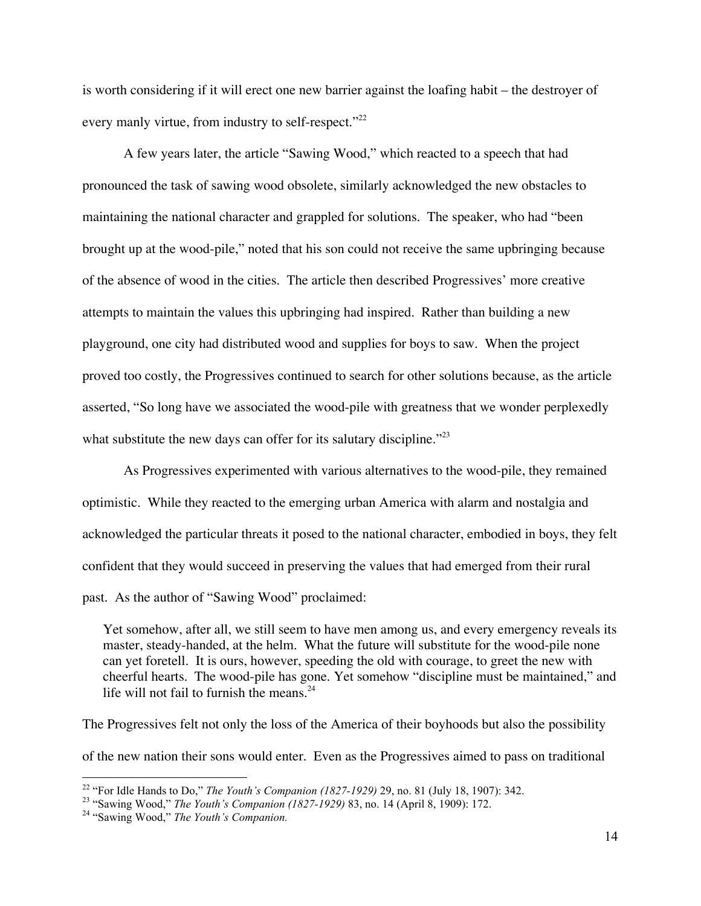is worth considering if it will erect one new barrier against the loafing habit – the destroyer of every manly virtue, from industry to self-respect."[22]

A few years later, the article "Sawing Wood," which reacted to a speech that had pronounced the task of sawing wood obsolete, similarly acknowledged the new obstacles to maintaining the national character and grappled for solutions. The speaker, who had "been brought up at the wood-pile," noted that his son could not receive the same upbringing because of the absence of wood in the cities. The article then described Progressives' more creative attempts to maintain the values this upbringing had inspired. Rather than building a new playground, one city had distributed wood and supplies for boys to saw. When the project proved too costly, the Progressives continued to search for other solutions because, as the article asserted, "So long have we associated the wood-pile with greatness that we wonder perplexedly what substitute the new days can offer for its salutary discipline."[23]

As Progressives experimented with various alternatives to the wood-pile, they remained optimistic. While they reacted to the emerging urban America with alarm and nostalgia and acknowledged the particular threats it posed to the national character, embodied in boys, they felt confident that they would succeed in preserving the values that had emerged from their rural past. As the author of "Sawing Wood" proclaimed:

> Yet somehow, after all, we still seem to have men among us, and every emergency reveals its master, steady-handed, at the helm. What the future will substitute for the wood-pile none can yet foretell. It is ours, however, speeding the old with courage, to greet the new with cheerful hearts. The wood-pile has gone. Yet somehow "discipline must be maintained," and life will not fail to furnish the means.[24]

The Progressives felt not only the loss of the America of their boyhoods but also the possibility of the new nation their sons would enter. Even as the Progressives aimed to pass on traditional

---

[22] "For Idle Hands to Do," *The Youth's Companion (1827-1929)* 29, no. 81 (July 18, 1907): 342.

[23] "Sawing Wood," *The Youth's Companion (1827-1929)* 83, no. 14 (April 8, 1909): 172.

[24] "Sawing Wood," *The Youth's Companion.*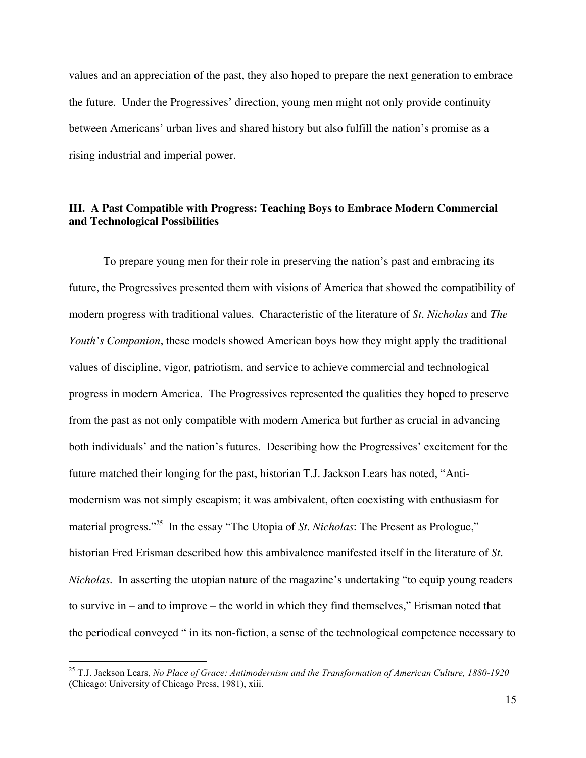values and an appreciation of the past, they also hoped to prepare the next generation to embrace the future. Under the Progressives' direction, young men might not only provide continuity between Americans' urban lives and shared history but also fulfill the nation's promise as a rising industrial and imperial power.

## III. A Past Compatible with Progress: Teaching Boys to Embrace Modern Commercial and Technological Possibilities

To prepare young men for their role in preserving the nation's past and embracing its future, the Progressives presented them with visions of America that showed the compatibility of modern progress with traditional values. Characteristic of the literature of *St. Nicholas* and *The Youth's Companion*, these models showed American boys how they might apply the traditional values of discipline, vigor, patriotism, and service to achieve commercial and technological progress in modern America. The Progressives represented the qualities they hoped to preserve from the past as not only compatible with modern America but further as crucial in advancing both individuals' and the nation's futures. Describing how the Progressives' excitement for the future matched their longing for the past, historian T.J. Jackson Lears has noted, "Anti-modernism was not simply escapism; it was ambivalent, often coexisting with enthusiasm for material progress."[25] In the essay "The Utopia of *St. Nicholas*: The Present as Prologue," historian Fred Erisman described how this ambivalence manifested itself in the literature of *St. Nicholas*. In asserting the utopian nature of the magazine's undertaking "to equip young readers to survive in – and to improve – the world in which they find themselves," Erisman noted that the periodical conveyed " in its non-fiction, a sense of the technological competence necessary to

---

[25] T.J. Jackson Lears, *No Place of Grace: Antimodernism and the Transformation of American Culture, 1880-1920* (Chicago: University of Chicago Press, 1981), xiii.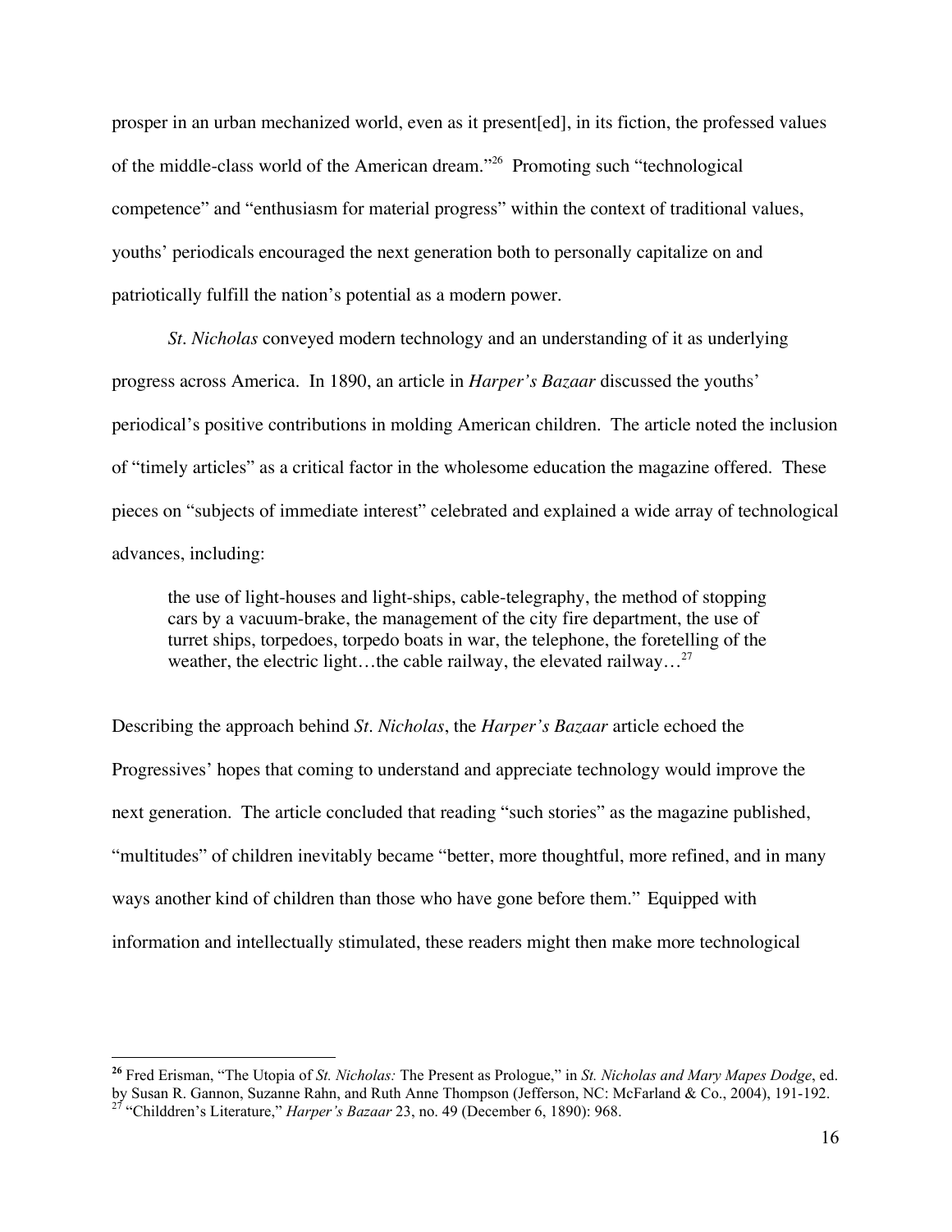prosper in an urban mechanized world, even as it present[ed], in its fiction, the professed values of the middle-class world of the American dream."[26] Promoting such "technological competence" and "enthusiasm for material progress" within the context of traditional values, youths' periodicals encouraged the next generation both to personally capitalize on and patriotically fulfill the nation's potential as a modern power.

*St. Nicholas* conveyed modern technology and an understanding of it as underlying progress across America. In 1890, an article in *Harper's Bazaar* discussed the youths' periodical's positive contributions in molding American children. The article noted the inclusion of "timely articles" as a critical factor in the wholesome education the magazine offered. These pieces on "subjects of immediate interest" celebrated and explained a wide array of technological advances, including:

> the use of light-houses and light-ships, cable-telegraphy, the method of stopping cars by a vacuum-brake, the management of the city fire department, the use of turret ships, torpedoes, torpedo boats in war, the telephone, the foretelling of the weather, the electric light…the cable railway, the elevated railway…[27]

Describing the approach behind *St. Nicholas*, the *Harper's Bazaar* article echoed the Progressives' hopes that coming to understand and appreciate technology would improve the next generation. The article concluded that reading "such stories" as the magazine published, "multitudes" of children inevitably became "better, more thoughtful, more refined, and in many ways another kind of children than those who have gone before them." Equipped with information and intellectually stimulated, these readers might then make more technological

---

[26] Fred Erisman, "The Utopia of *St. Nicholas:* The Present as Prologue," in *St. Nicholas and Mary Mapes Dodge*, ed. by Susan R. Gannon, Suzanne Rahn, and Ruth Anne Thompson (Jefferson, NC: McFarland & Co., 2004), 191-192.

[27] "Childdren's Literature," *Harper's Bazaar* 23, no. 49 (December 6, 1890): 968.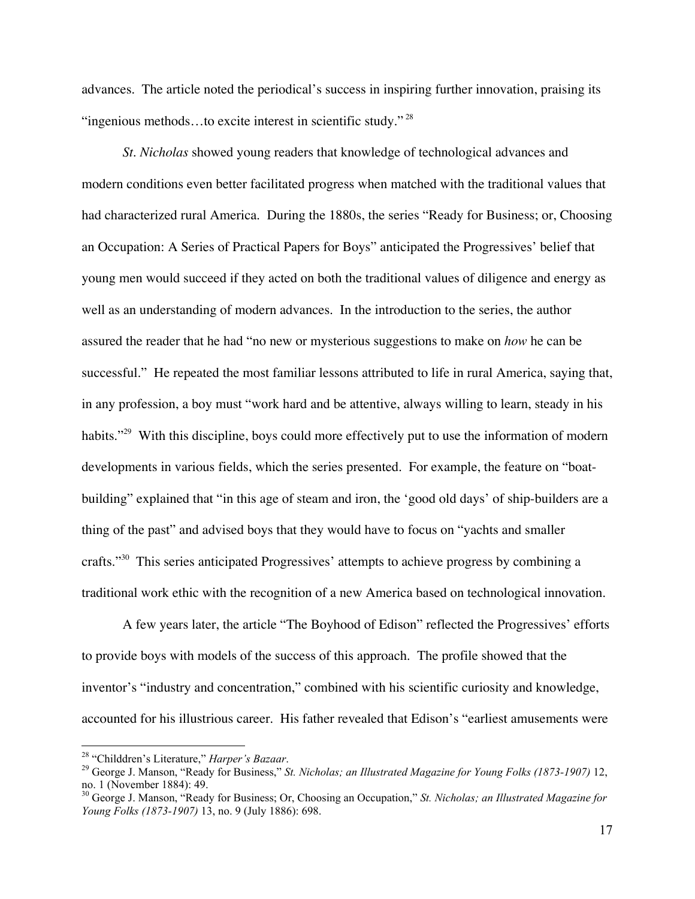advances. The article noted the periodical's success in inspiring further innovation, praising its "ingenious methods…to excite interest in scientific study."[28]

*St. Nicholas* showed young readers that knowledge of technological advances and modern conditions even better facilitated progress when matched with the traditional values that had characterized rural America. During the 1880s, the series "Ready for Business; or, Choosing an Occupation: A Series of Practical Papers for Boys" anticipated the Progressives' belief that young men would succeed if they acted on both the traditional values of diligence and energy as well as an understanding of modern advances. In the introduction to the series, the author assured the reader that he had "no new or mysterious suggestions to make on *how* he can be successful." He repeated the most familiar lessons attributed to life in rural America, saying that, in any profession, a boy must "work hard and be attentive, always willing to learn, steady in his habits."[29] With this discipline, boys could more effectively put to use the information of modern developments in various fields, which the series presented. For example, the feature on "boat-building" explained that "in this age of steam and iron, the 'good old days' of ship-builders are a thing of the past" and advised boys that they would have to focus on "yachts and smaller crafts."[30] This series anticipated Progressives' attempts to achieve progress by combining a traditional work ethic with the recognition of a new America based on technological innovation.

A few years later, the article "The Boyhood of Edison" reflected the Progressives' efforts to provide boys with models of the success of this approach. The profile showed that the inventor's "industry and concentration," combined with his scientific curiosity and knowledge, accounted for his illustrious career. His father revealed that Edison's "earliest amusements were

---

[28] "Childdren's Literature," *Harper's Bazaar*.

[29] George J. Manson, "Ready for Business," *St. Nicholas; an Illustrated Magazine for Young Folks (1873-1907)* 12, no. 1 (November 1884): 49.

[30] George J. Manson, "Ready for Business; Or, Choosing an Occupation," *St. Nicholas; an Illustrated Magazine for Young Folks (1873-1907)* 13, no. 9 (July 1886): 698.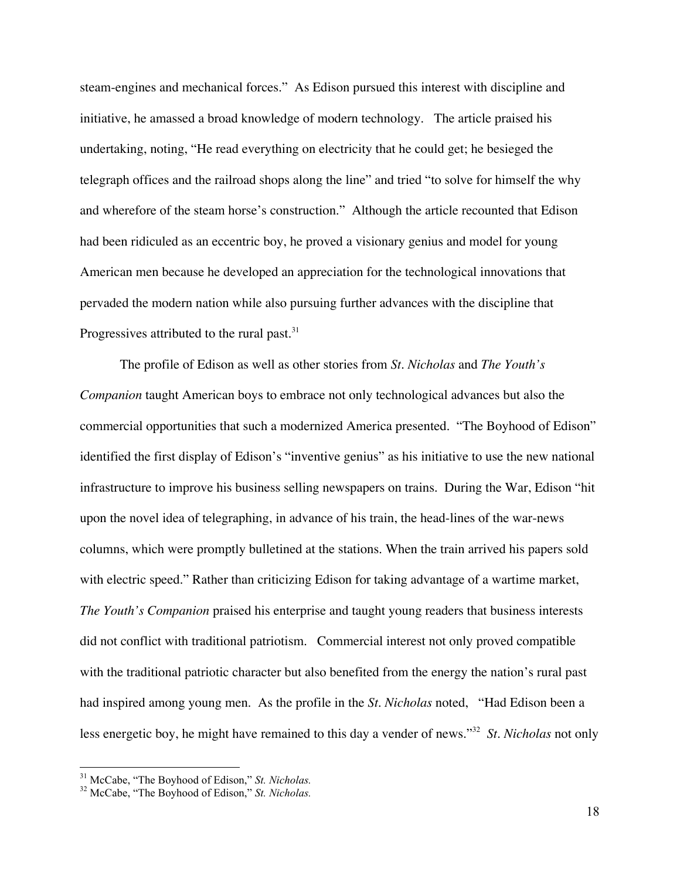steam-engines and mechanical forces." As Edison pursued this interest with discipline and initiative, he amassed a broad knowledge of modern technology. The article praised his undertaking, noting, "He read everything on electricity that he could get; he besieged the telegraph offices and the railroad shops along the line" and tried "to solve for himself the why and wherefore of the steam horse's construction." Although the article recounted that Edison had been ridiculed as an eccentric boy, he proved a visionary genius and model for young American men because he developed an appreciation for the technological innovations that pervaded the modern nation while also pursuing further advances with the discipline that Progressives attributed to the rural past.[31]

The profile of Edison as well as other stories from *St. Nicholas* and *The Youth's Companion* taught American boys to embrace not only technological advances but also the commercial opportunities that such a modernized America presented. "The Boyhood of Edison" identified the first display of Edison's "inventive genius" as his initiative to use the new national infrastructure to improve his business selling newspapers on trains. During the War, Edison "hit upon the novel idea of telegraphing, in advance of his train, the head-lines of the war-news columns, which were promptly bulletined at the stations. When the train arrived his papers sold with electric speed." Rather than criticizing Edison for taking advantage of a wartime market, *The Youth's Companion* praised his enterprise and taught young readers that business interests did not conflict with traditional patriotism. Commercial interest not only proved compatible with the traditional patriotic character but also benefited from the energy the nation's rural past had inspired among young men. As the profile in the *St. Nicholas* noted, "Had Edison been a less energetic boy, he might have remained to this day a vender of news."[32] *St. Nicholas* not only

---

[31] McCabe, "The Boyhood of Edison," *St. Nicholas.*

[32] McCabe, "The Boyhood of Edison," *St. Nicholas.*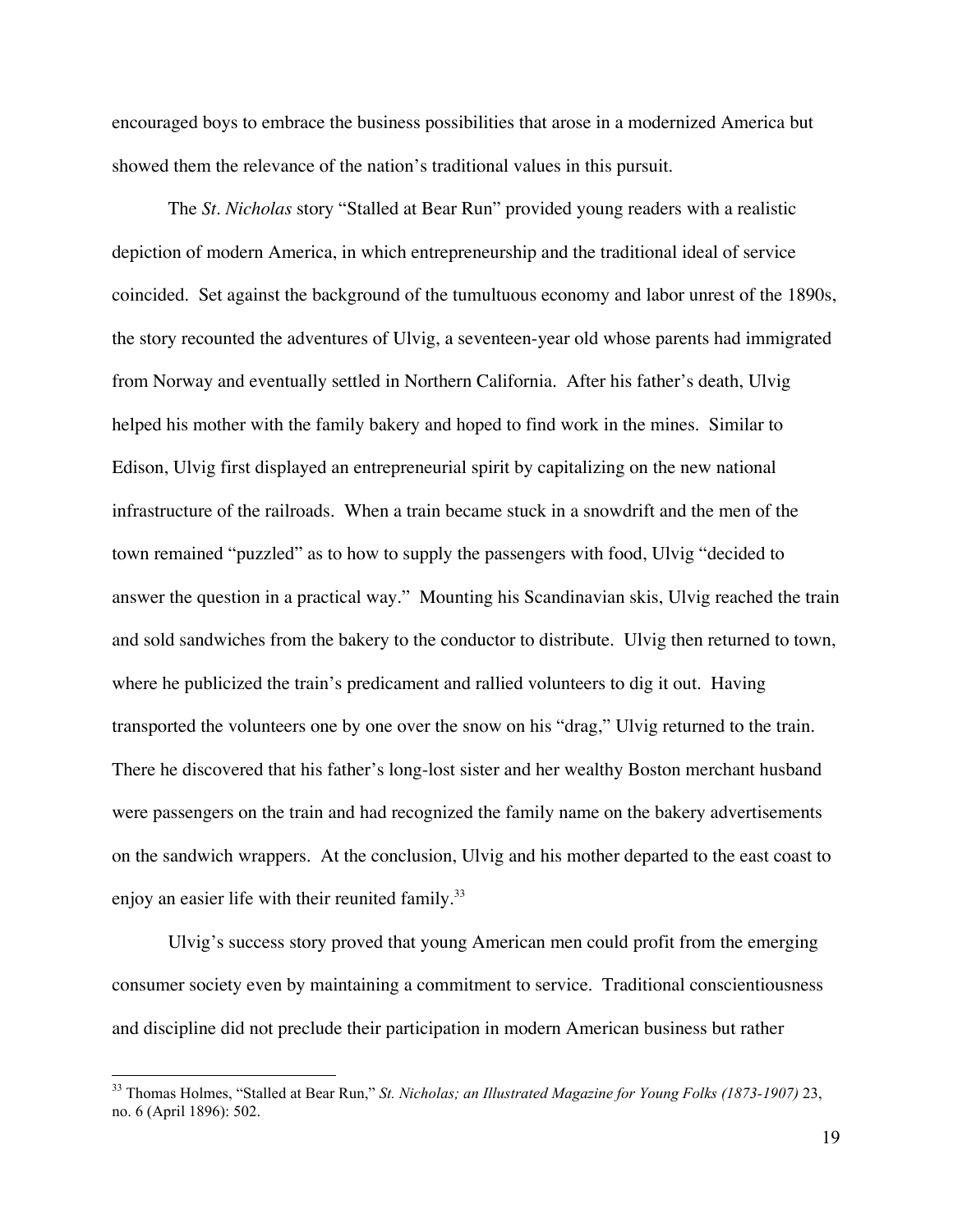encouraged boys to embrace the business possibilities that arose in a modernized America but showed them the relevance of the nation's traditional values in this pursuit.

The *St. Nicholas* story "Stalled at Bear Run" provided young readers with a realistic depiction of modern America, in which entrepreneurship and the traditional ideal of service coincided. Set against the background of the tumultuous economy and labor unrest of the 1890s, the story recounted the adventures of Ulvig, a seventeen-year old whose parents had immigrated from Norway and eventually settled in Northern California. After his father's death, Ulvig helped his mother with the family bakery and hoped to find work in the mines. Similar to Edison, Ulvig first displayed an entrepreneurial spirit by capitalizing on the new national infrastructure of the railroads. When a train became stuck in a snowdrift and the men of the town remained "puzzled" as to how to supply the passengers with food, Ulvig "decided to answer the question in a practical way." Mounting his Scandinavian skis, Ulvig reached the train and sold sandwiches from the bakery to the conductor to distribute. Ulvig then returned to town, where he publicized the train's predicament and rallied volunteers to dig it out. Having transported the volunteers one by one over the snow on his "drag," Ulvig returned to the train. There he discovered that his father's long-lost sister and her wealthy Boston merchant husband were passengers on the train and had recognized the family name on the bakery advertisements on the sandwich wrappers. At the conclusion, Ulvig and his mother departed to the east coast to enjoy an easier life with their reunited family.[33]

Ulvig's success story proved that young American men could profit from the emerging consumer society even by maintaining a commitment to service. Traditional conscientiousness and discipline did not preclude their participation in modern American business but rather

[33] Thomas Holmes, "Stalled at Bear Run," *St. Nicholas; an Illustrated Magazine for Young Folks (1873-1907)* 23, no. 6 (April 1896): 502.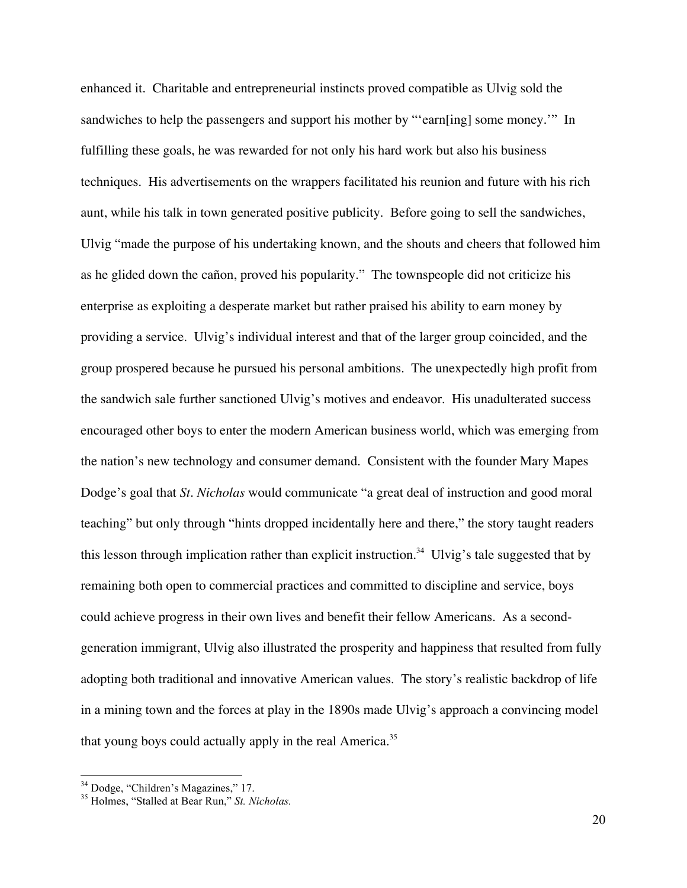enhanced it. Charitable and entrepreneurial instincts proved compatible as Ulvig sold the sandwiches to help the passengers and support his mother by "'earn[ing] some money.'" In fulfilling these goals, he was rewarded for not only his hard work but also his business techniques. His advertisements on the wrappers facilitated his reunion and future with his rich aunt, while his talk in town generated positive publicity. Before going to sell the sandwiches, Ulvig "made the purpose of his undertaking known, and the shouts and cheers that followed him as he glided down the cañon, proved his popularity." The townspeople did not criticize his enterprise as exploiting a desperate market but rather praised his ability to earn money by providing a service. Ulvig's individual interest and that of the larger group coincided, and the group prospered because he pursued his personal ambitions. The unexpectedly high profit from the sandwich sale further sanctioned Ulvig's motives and endeavor. His unadulterated success encouraged other boys to enter the modern American business world, which was emerging from the nation's new technology and consumer demand. Consistent with the founder Mary Mapes Dodge's goal that *St. Nicholas* would communicate "a great deal of instruction and good moral teaching" but only through "hints dropped incidentally here and there," the story taught readers this lesson through implication rather than explicit instruction.[34] Ulvig's tale suggested that by remaining both open to commercial practices and committed to discipline and service, boys could achieve progress in their own lives and benefit their fellow Americans. As a second-generation immigrant, Ulvig also illustrated the prosperity and happiness that resulted from fully adopting both traditional and innovative American values. The story's realistic backdrop of life in a mining town and the forces at play in the 1890s made Ulvig's approach a convincing model that young boys could actually apply in the real America.[35]

---

[34] Dodge, "Children's Magazines," 17.

[35] Holmes, "Stalled at Bear Run," *St. Nicholas.*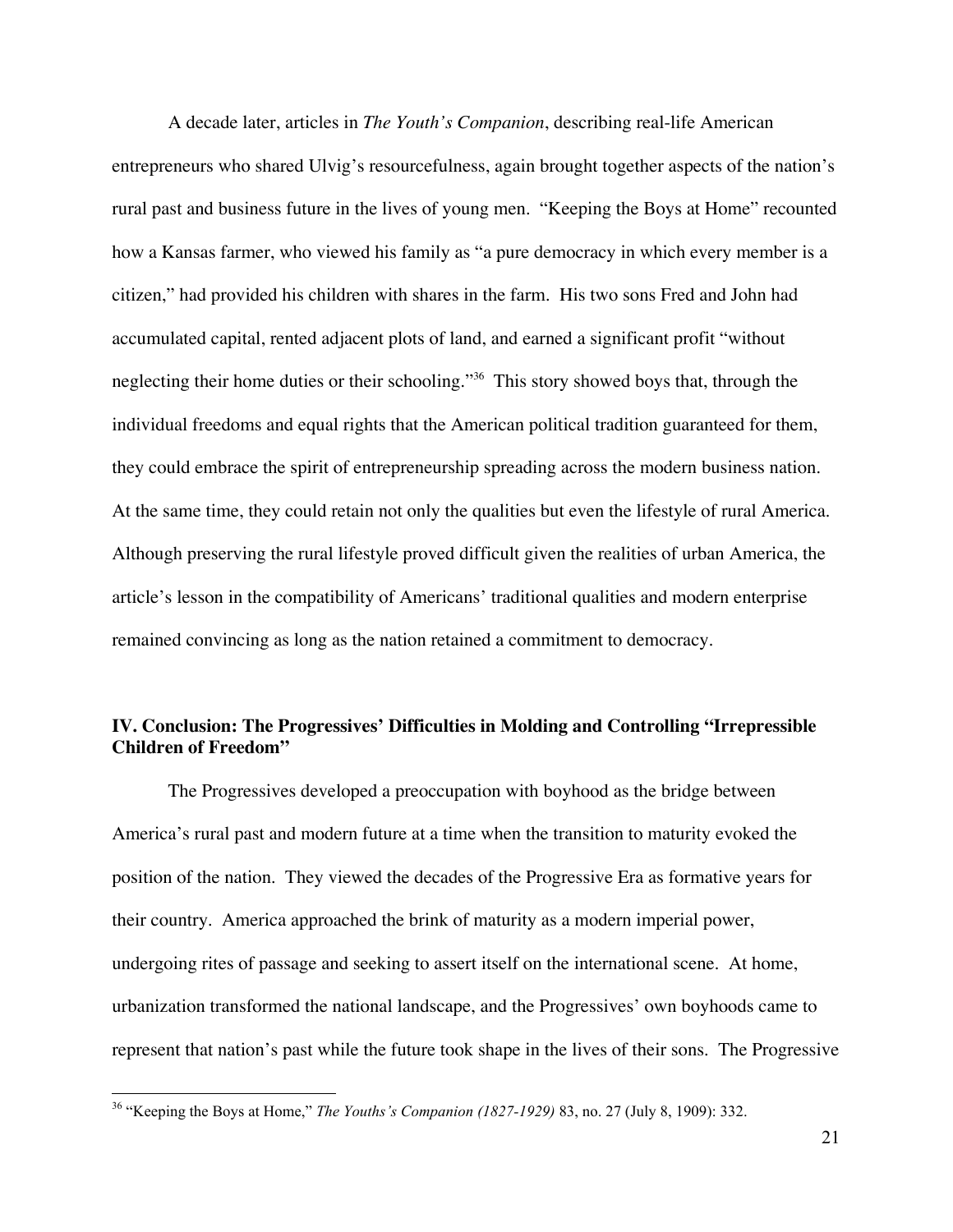A decade later, articles in *The Youth's Companion*, describing real-life American entrepreneurs who shared Ulvig's resourcefulness, again brought together aspects of the nation's rural past and business future in the lives of young men. "Keeping the Boys at Home" recounted how a Kansas farmer, who viewed his family as "a pure democracy in which every member is a citizen," had provided his children with shares in the farm. His two sons Fred and John had accumulated capital, rented adjacent plots of land, and earned a significant profit "without neglecting their home duties or their schooling."[36] This story showed boys that, through the individual freedoms and equal rights that the American political tradition guaranteed for them, they could embrace the spirit of entrepreneurship spreading across the modern business nation. At the same time, they could retain not only the qualities but even the lifestyle of rural America. Although preserving the rural lifestyle proved difficult given the realities of urban America, the article's lesson in the compatibility of Americans' traditional qualities and modern enterprise remained convincing as long as the nation retained a commitment to democracy.

## IV. Conclusion: The Progressives' Difficulties in Molding and Controlling "Irrepressible Children of Freedom"

The Progressives developed a preoccupation with boyhood as the bridge between America's rural past and modern future at a time when the transition to maturity evoked the position of the nation. They viewed the decades of the Progressive Era as formative years for their country. America approached the brink of maturity as a modern imperial power, undergoing rites of passage and seeking to assert itself on the international scene. At home, urbanization transformed the national landscape, and the Progressives' own boyhoods came to represent that nation's past while the future took shape in the lives of their sons. The Progressive

---

[36] "Keeping the Boys at Home," *The Youths's Companion (1827-1929)* 83, no. 27 (July 8, 1909): 332.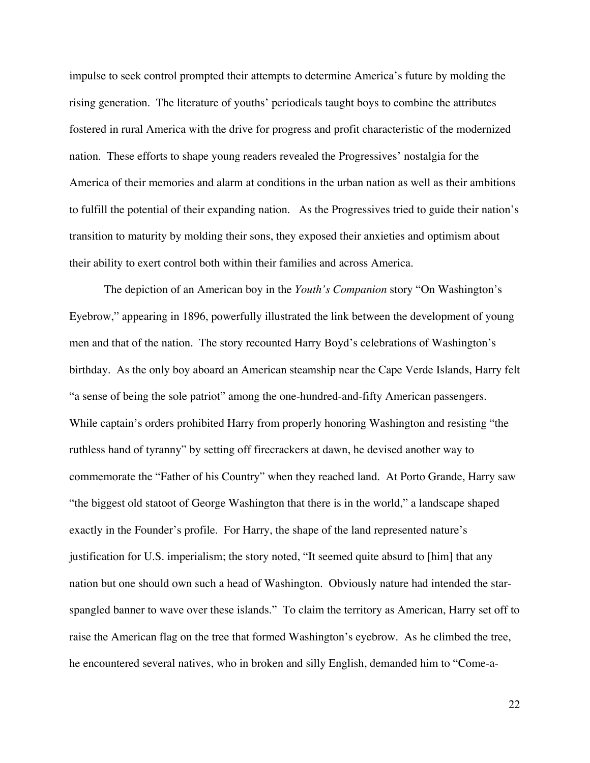impulse to seek control prompted their attempts to determine America's future by molding the rising generation. The literature of youths' periodicals taught boys to combine the attributes fostered in rural America with the drive for progress and profit characteristic of the modernized nation. These efforts to shape young readers revealed the Progressives' nostalgia for the America of their memories and alarm at conditions in the urban nation as well as their ambitions to fulfill the potential of their expanding nation. As the Progressives tried to guide their nation's transition to maturity by molding their sons, they exposed their anxieties and optimism about their ability to exert control both within their families and across America.

The depiction of an American boy in the *Youth's Companion* story "On Washington's Eyebrow," appearing in 1896, powerfully illustrated the link between the development of young men and that of the nation. The story recounted Harry Boyd's celebrations of Washington's birthday. As the only boy aboard an American steamship near the Cape Verde Islands, Harry felt "a sense of being the sole patriot" among the one-hundred-and-fifty American passengers. While captain's orders prohibited Harry from properly honoring Washington and resisting "the ruthless hand of tyranny" by setting off firecrackers at dawn, he devised another way to commemorate the "Father of his Country" when they reached land. At Porto Grande, Harry saw "the biggest old statoot of George Washington that there is in the world," a landscape shaped exactly in the Founder's profile. For Harry, the shape of the land represented nature's justification for U.S. imperialism; the story noted, "It seemed quite absurd to [him] that any nation but one should own such a head of Washington. Obviously nature had intended the star-spangled banner to wave over these islands." To claim the territory as American, Harry set off to raise the American flag on the tree that formed Washington's eyebrow. As he climbed the tree, he encountered several natives, who in broken and silly English, demanded him to "Come-a-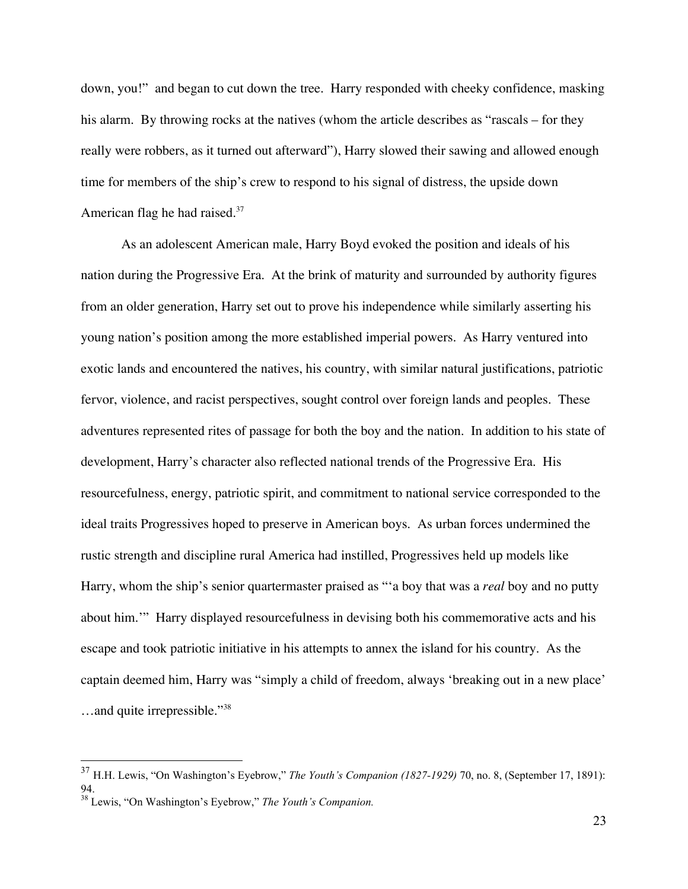down, you!" and began to cut down the tree. Harry responded with cheeky confidence, masking his alarm. By throwing rocks at the natives (whom the article describes as "rascals – for they really were robbers, as it turned out afterward"), Harry slowed their sawing and allowed enough time for members of the ship's crew to respond to his signal of distress, the upside down American flag he had raised.[37]

As an adolescent American male, Harry Boyd evoked the position and ideals of his nation during the Progressive Era. At the brink of maturity and surrounded by authority figures from an older generation, Harry set out to prove his independence while similarly asserting his young nation's position among the more established imperial powers. As Harry ventured into exotic lands and encountered the natives, his country, with similar natural justifications, patriotic fervor, violence, and racist perspectives, sought control over foreign lands and peoples. These adventures represented rites of passage for both the boy and the nation. In addition to his state of development, Harry's character also reflected national trends of the Progressive Era. His resourcefulness, energy, patriotic spirit, and commitment to national service corresponded to the ideal traits Progressives hoped to preserve in American boys. As urban forces undermined the rustic strength and discipline rural America had instilled, Progressives held up models like Harry, whom the ship's senior quartermaster praised as "'a boy that was a *real* boy and no putty about him.'" Harry displayed resourcefulness in devising both his commemorative acts and his escape and took patriotic initiative in his attempts to annex the island for his country. As the captain deemed him, Harry was "simply a child of freedom, always 'breaking out in a new place' …and quite irrepressible."[38]

---

[37] H.H. Lewis, "On Washington's Eyebrow," *The Youth's Companion (1827-1929)* 70, no. 8, (September 17, 1891): 94.

[38] Lewis, "On Washington's Eyebrow," *The Youth's Companion.*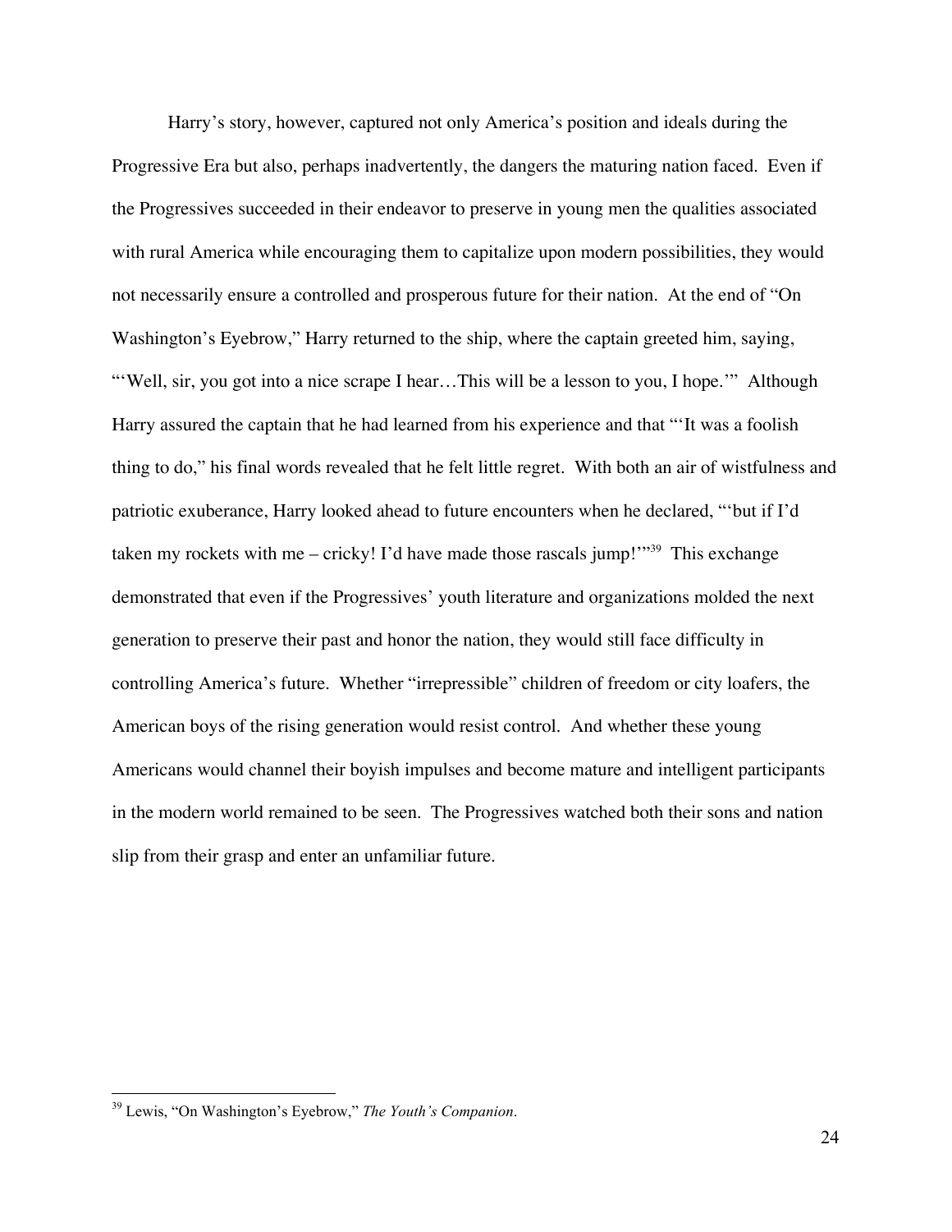Harry's story, however, captured not only America's position and ideals during the Progressive Era but also, perhaps inadvertently, the dangers the maturing nation faced. Even if the Progressives succeeded in their endeavor to preserve in young men the qualities associated with rural America while encouraging them to capitalize upon modern possibilities, they would not necessarily ensure a controlled and prosperous future for their nation. At the end of "On Washington's Eyebrow," Harry returned to the ship, where the captain greeted him, saying, "'Well, sir, you got into a nice scrape I hear…This will be a lesson to you, I hope.'" Although Harry assured the captain that he had learned from his experience and that "'It was a foolish thing to do," his final words revealed that he felt little regret. With both an air of wistfulness and patriotic exuberance, Harry looked ahead to future encounters when he declared, "'but if I'd taken my rockets with me – cricky! I'd have made those rascals jump!'"[39] This exchange demonstrated that even if the Progressives' youth literature and organizations molded the next generation to preserve their past and honor the nation, they would still face difficulty in controlling America's future. Whether "irrepressible" children of freedom or city loafers, the American boys of the rising generation would resist control. And whether these young Americans would channel their boyish impulses and become mature and intelligent participants in the modern world remained to be seen. The Progressives watched both their sons and nation slip from their grasp and enter an unfamiliar future.

---

[39] Lewis, "On Washington's Eyebrow," *The Youth's Companion*.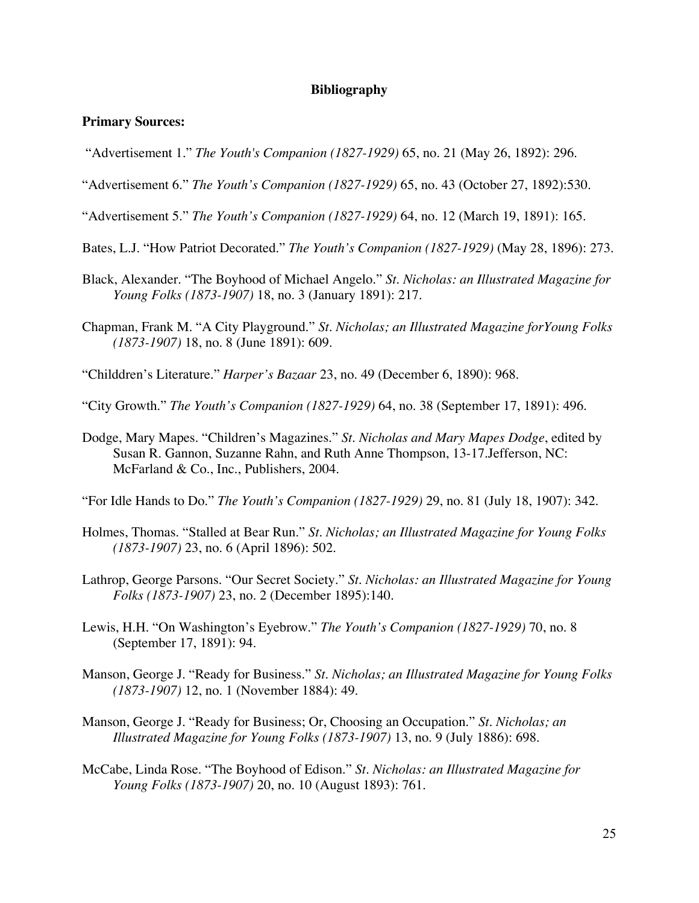**Bibliography**

**Primary Sources:**

"Advertisement 1." *The Youth's Companion (1827-1929)* 65, no. 21 (May 26, 1892): 296.

"Advertisement 6." *The Youth's Companion (1827-1929)* 65, no. 43 (October 27, 1892):530.

"Advertisement 5." *The Youth's Companion (1827-1929)* 64, no. 12 (March 19, 1891): 165.

Bates, L.J. "How Patriot Decorated." *The Youth's Companion (1827-1929)* (May 28, 1896): 273.

Black, Alexander. "The Boyhood of Michael Angelo." *St. Nicholas: an Illustrated Magazine for Young Folks (1873-1907)* 18, no. 3 (January 1891): 217.

Chapman, Frank M. "A City Playground." *St. Nicholas; an Illustrated Magazine forYoung Folks (1873-1907)* 18, no. 8 (June 1891): 609.

"Childdren's Literature." *Harper's Bazaar* 23, no. 49 (December 6, 1890): 968.

"City Growth." *The Youth's Companion (1827-1929)* 64, no. 38 (September 17, 1891): 496.

Dodge, Mary Mapes. "Children's Magazines." *St. Nicholas and Mary Mapes Dodge*, edited by Susan R. Gannon, Suzanne Rahn, and Ruth Anne Thompson, 13-17.Jefferson, NC: McFarland & Co., Inc., Publishers, 2004.

"For Idle Hands to Do." *The Youth's Companion (1827-1929)* 29, no. 81 (July 18, 1907): 342.

Holmes, Thomas. "Stalled at Bear Run." *St. Nicholas; an Illustrated Magazine for Young Folks (1873-1907)* 23, no. 6 (April 1896): 502.

Lathrop, George Parsons. "Our Secret Society." *St. Nicholas: an Illustrated Magazine for Young Folks (1873-1907)* 23, no. 2 (December 1895):140.

Lewis, H.H. "On Washington's Eyebrow." *The Youth's Companion (1827-1929)* 70, no. 8 (September 17, 1891): 94.

Manson, George J. "Ready for Business." *St. Nicholas; an Illustrated Magazine for Young Folks (1873-1907)* 12, no. 1 (November 1884): 49.

Manson, George J. "Ready for Business; Or, Choosing an Occupation." *St. Nicholas; an Illustrated Magazine for Young Folks (1873-1907)* 13, no. 9 (July 1886): 698.

McCabe, Linda Rose. "The Boyhood of Edison." *St. Nicholas: an Illustrated Magazine for Young Folks (1873-1907)* 20, no. 10 (August 1893): 761.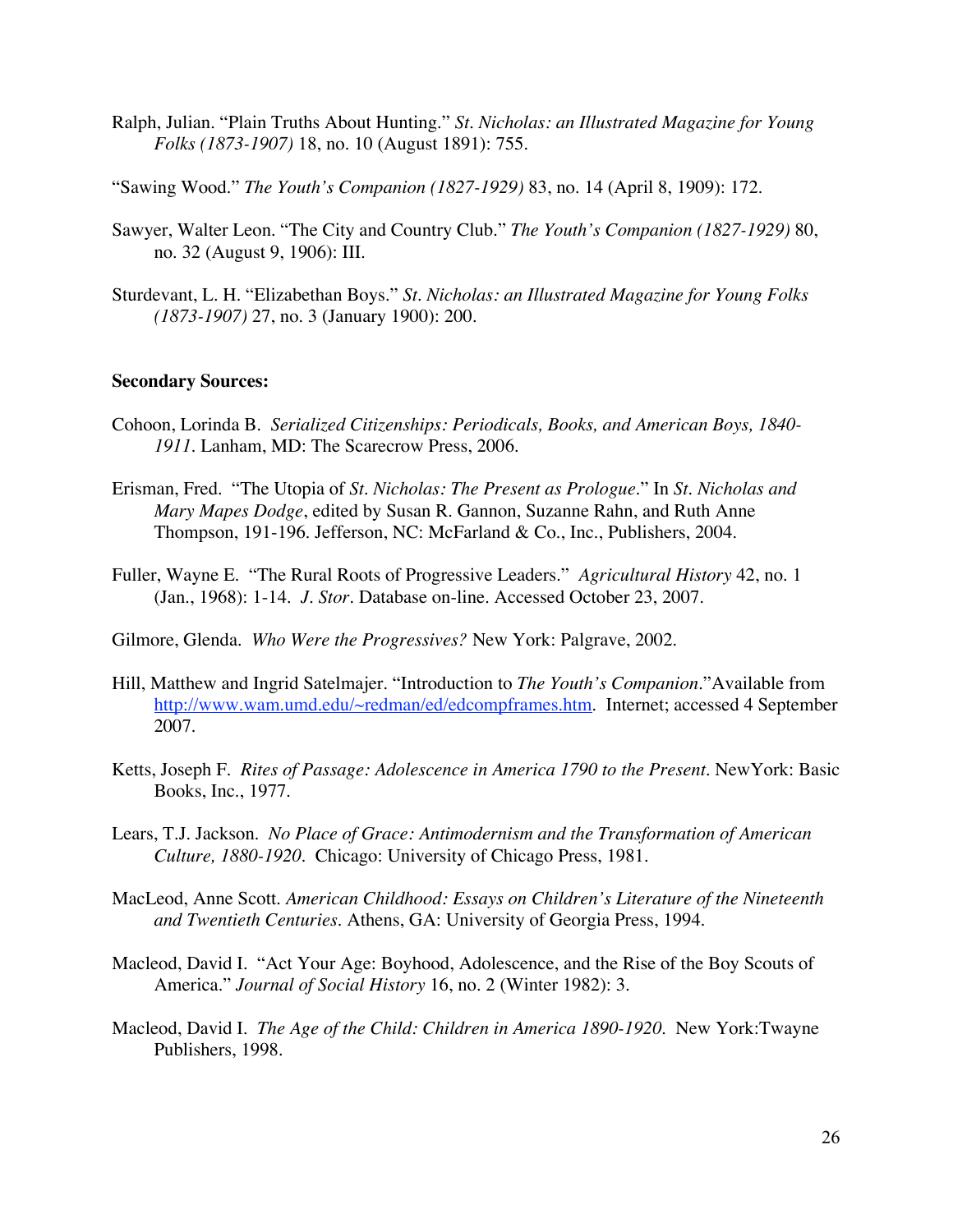Ralph, Julian. “Plain Truths About Hunting.” *St. Nicholas: an Illustrated Magazine for Young Folks (1873-1907)* 18, no. 10 (August 1891): 755.

“Sawing Wood.” *The Youth’s Companion (1827-1929)* 83, no. 14 (April 8, 1909): 172.

Sawyer, Walter Leon. “The City and Country Club.” *The Youth’s Companion (1827-1929)* 80, no. 32 (August 9, 1906): III.

Sturdevant, L. H. “Elizabethan Boys.” *St. Nicholas: an Illustrated Magazine for Young Folks (1873-1907)* 27, no. 3 (January 1900): 200.

**Secondary Sources:**

Cohoon, Lorinda B. *Serialized Citizenships: Periodicals, Books, and American Boys, 1840-1911*. Lanham, MD: The Scarecrow Press, 2006.

Erisman, Fred. “The Utopia of *St. Nicholas: The Present as Prologue*.” In *St. Nicholas and Mary Mapes Dodge*, edited by Susan R. Gannon, Suzanne Rahn, and Ruth Anne Thompson, 191-196. Jefferson, NC: McFarland & Co., Inc., Publishers, 2004.

Fuller, Wayne E. “The Rural Roots of Progressive Leaders.” *Agricultural History* 42, no. 1 (Jan., 1968): 1-14. *J. Stor*. Database on-line. Accessed October 23, 2007.

Gilmore, Glenda. *Who Were the Progressives?* New York: Palgrave, 2002.

Hill, Matthew and Ingrid Satelmajer. “Introduction to *The Youth’s Companion*.”Available from http://www.wam.umd.edu/~redman/ed/edcompframes.htm. Internet; accessed 4 September 2007.

Ketts, Joseph F. *Rites of Passage: Adolescence in America 1790 to the Present*. NewYork: Basic Books, Inc., 1977.

Lears, T.J. Jackson. *No Place of Grace: Antimodernism and the Transformation of American Culture, 1880-1920*. Chicago: University of Chicago Press, 1981.

MacLeod, Anne Scott. *American Childhood: Essays on Children’s Literature of the Nineteenth and Twentieth Centuries*. Athens, GA: University of Georgia Press, 1994.

Macleod, David I. “Act Your Age: Boyhood, Adolescence, and the Rise of the Boy Scouts of America.” *Journal of Social History* 16, no. 2 (Winter 1982): 3.

Macleod, David I. *The Age of the Child: Children in America 1890-1920*. New York:Twayne Publishers, 1998.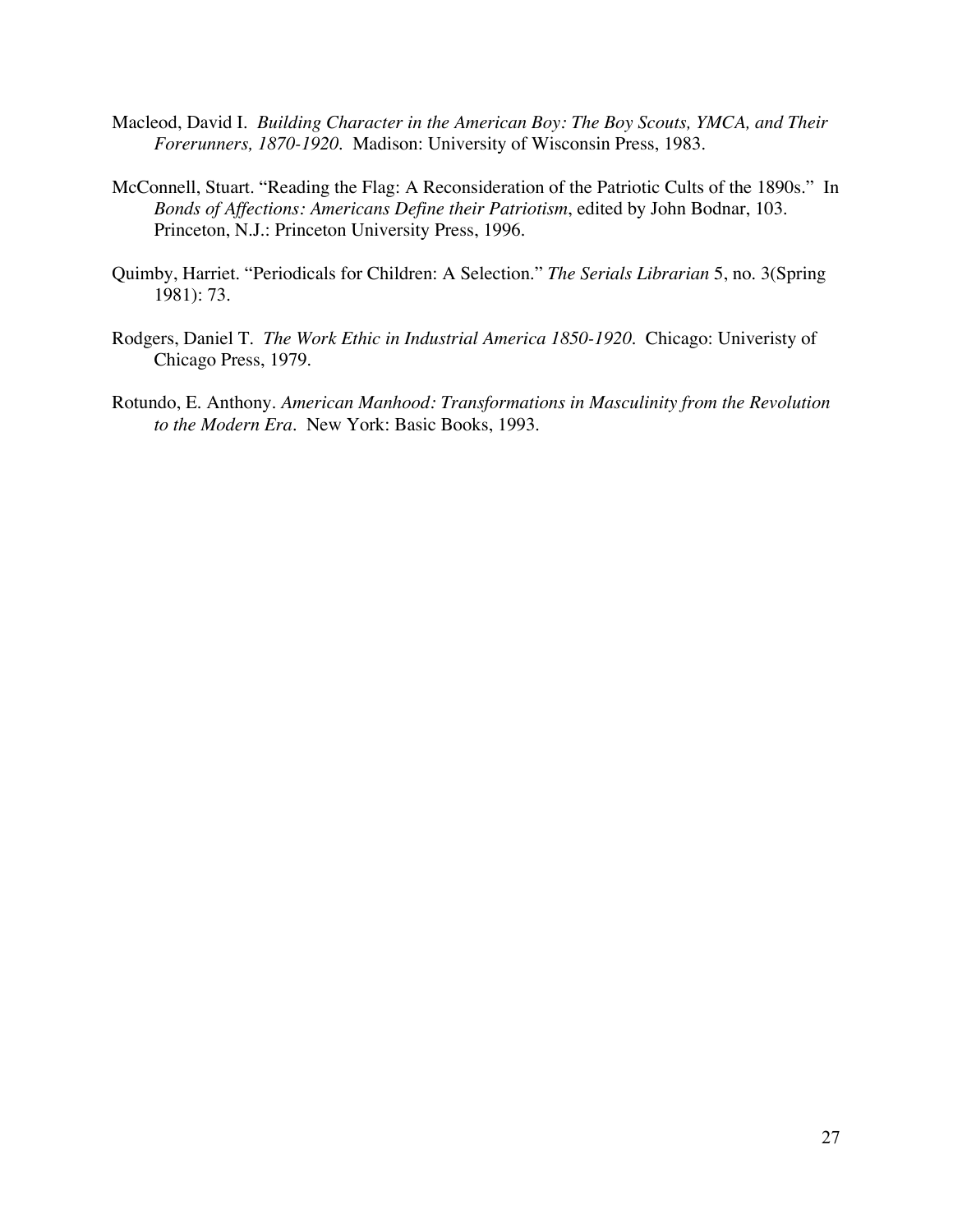Macleod, David I. *Building Character in the American Boy: The Boy Scouts, YMCA, and Their Forerunners, 1870-1920*. Madison: University of Wisconsin Press, 1983.

McConnell, Stuart. "Reading the Flag: A Reconsideration of the Patriotic Cults of the 1890s." In *Bonds of Affections: Americans Define their Patriotism*, edited by John Bodnar, 103. Princeton, N.J.: Princeton University Press, 1996.

Quimby, Harriet. "Periodicals for Children: A Selection." *The Serials Librarian* 5, no. 3(Spring 1981): 73.

Rodgers, Daniel T. *The Work Ethic in Industrial America 1850-1920*. Chicago: Univeristy of Chicago Press, 1979.

Rotundo, E. Anthony. *American Manhood: Transformations in Masculinity from the Revolution to the Modern Era*. New York: Basic Books, 1993.